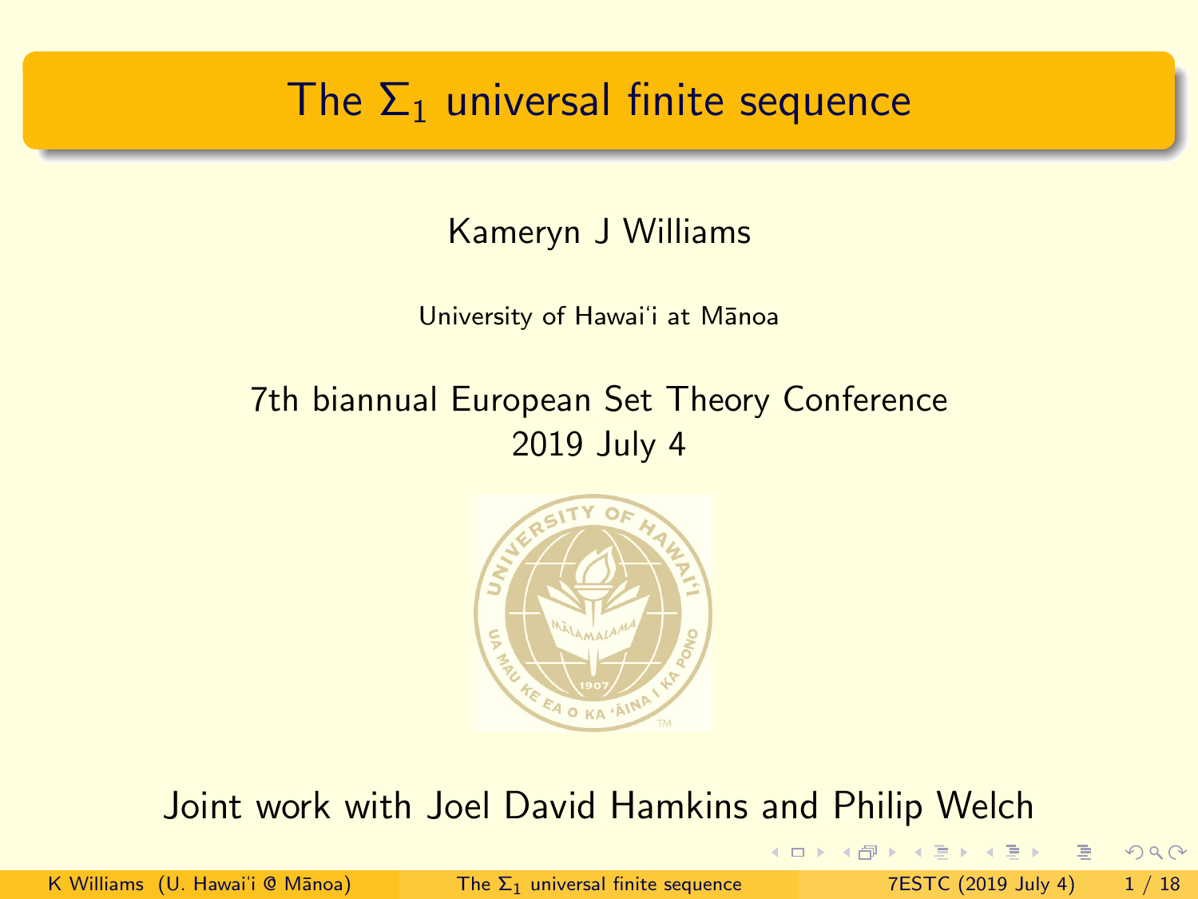# The $\Sigma_1$ universal finite sequence

Kameryn J Williams

University of Hawai'i at Mānoa

7th biannual European Set Theory Conference
2019 July 4

Joint work with Joel David Hamkins and Philip Welch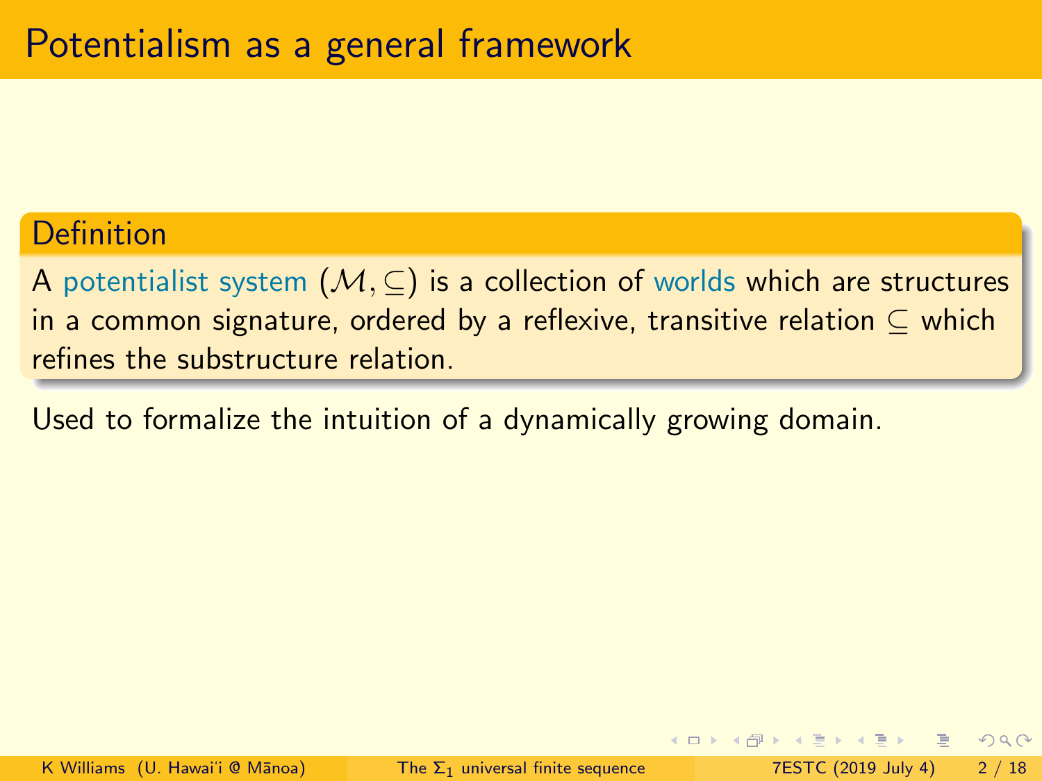# Potentialism as a general framework

**Definition**

A potentialist system $(\mathcal{M}, \subseteq)$ is a collection of worlds which are structures in a common signature, ordered by a reflexive, transitive relation $\subseteq$ which refines the substructure relation.

Used to formalize the intuition of a dynamically growing domain.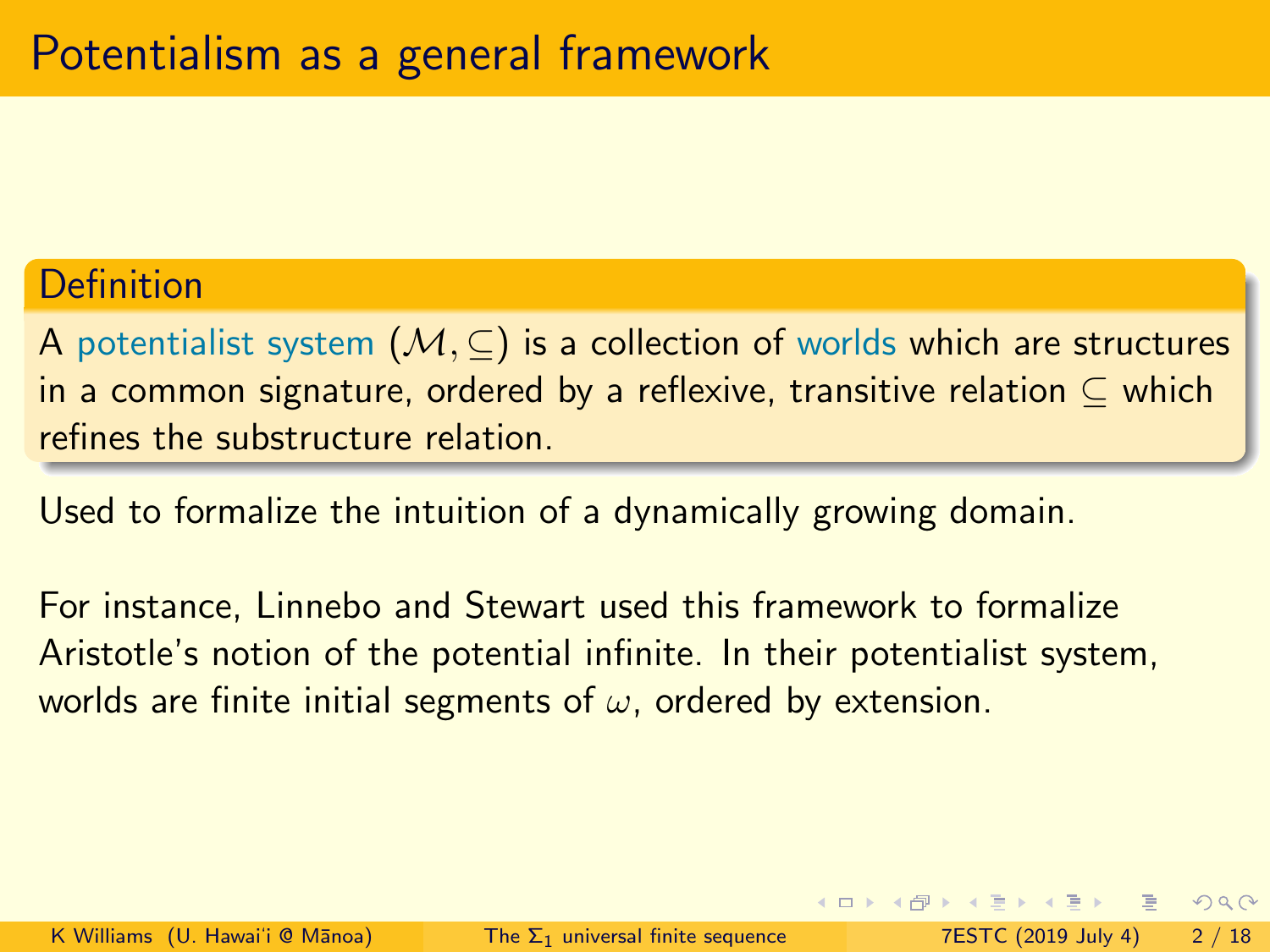# Potentialism as a general framework

**Definition**

A potentialist system $(\mathcal{M}, \subseteq)$ is a collection of worlds which are structures in a common signature, ordered by a reflexive, transitive relation $\subseteq$ which refines the substructure relation.

Used to formalize the intuition of a dynamically growing domain.

For instance, Linnebo and Stewart used this framework to formalize Aristotle's notion of the potential infinite. In their potentialist system, worlds are finite initial segments of $\omega$, ordered by extension.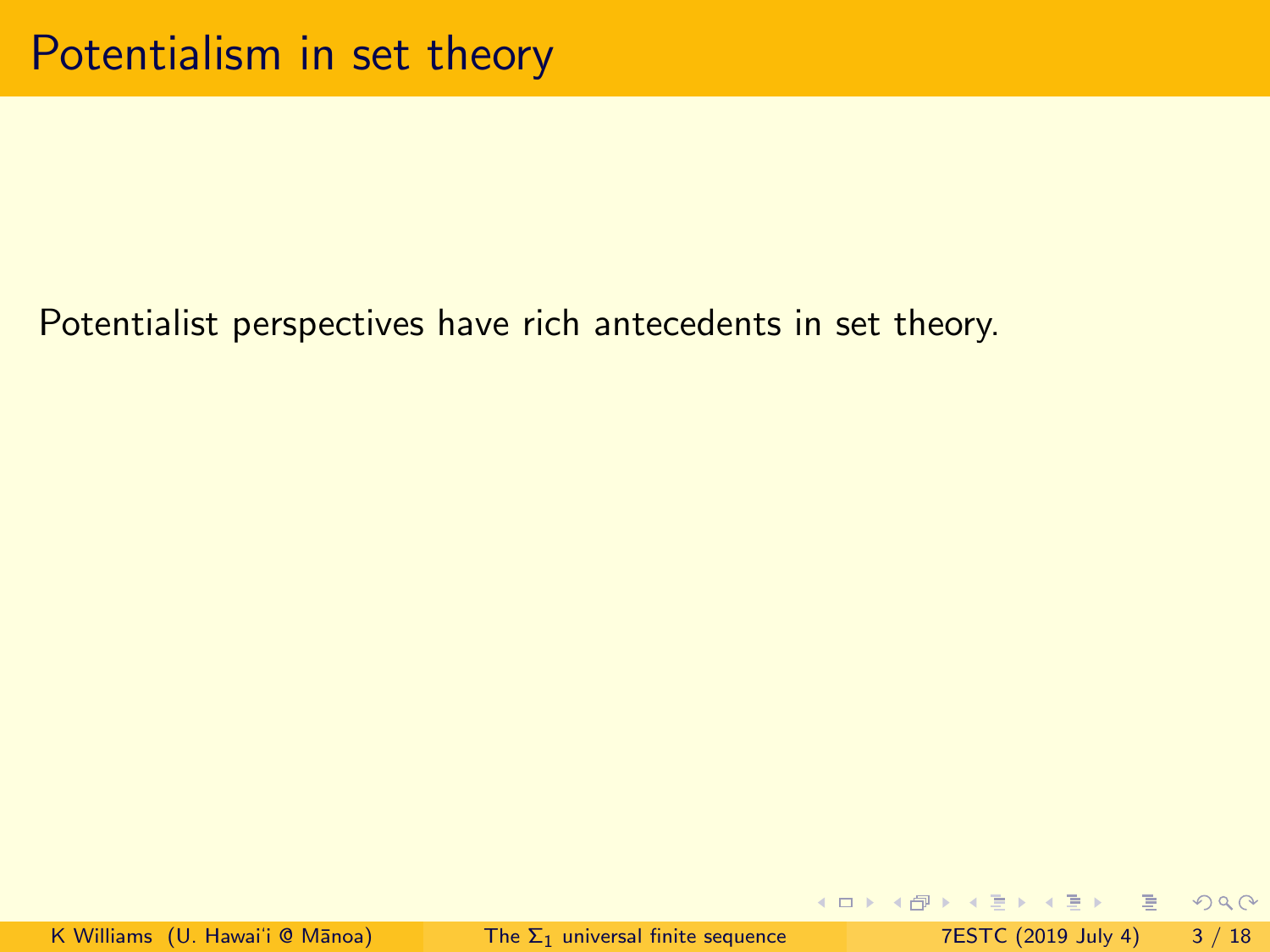# Potentialism in set theory

Potentialist perspectives have rich antecedents in set theory.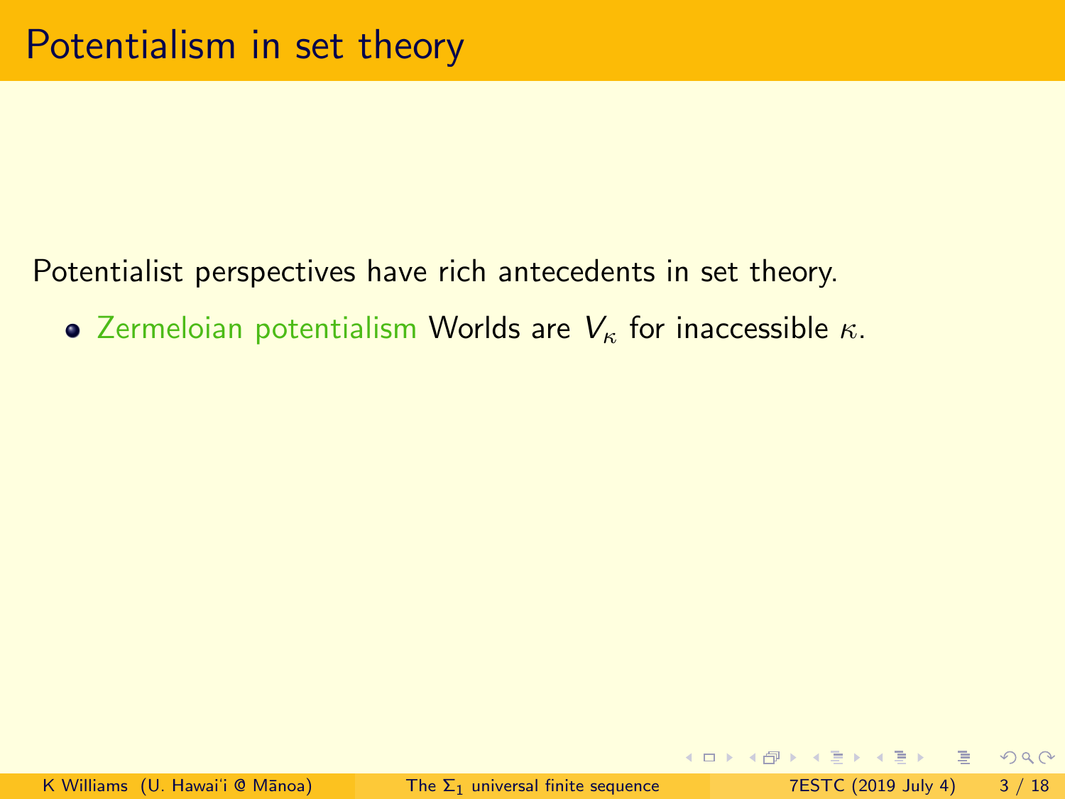# Potentialism in set theory

Potentialist perspectives have rich antecedents in set theory.

- Zermeloian potentialism Worlds are $V_\kappa$ for inaccessible $\kappa$.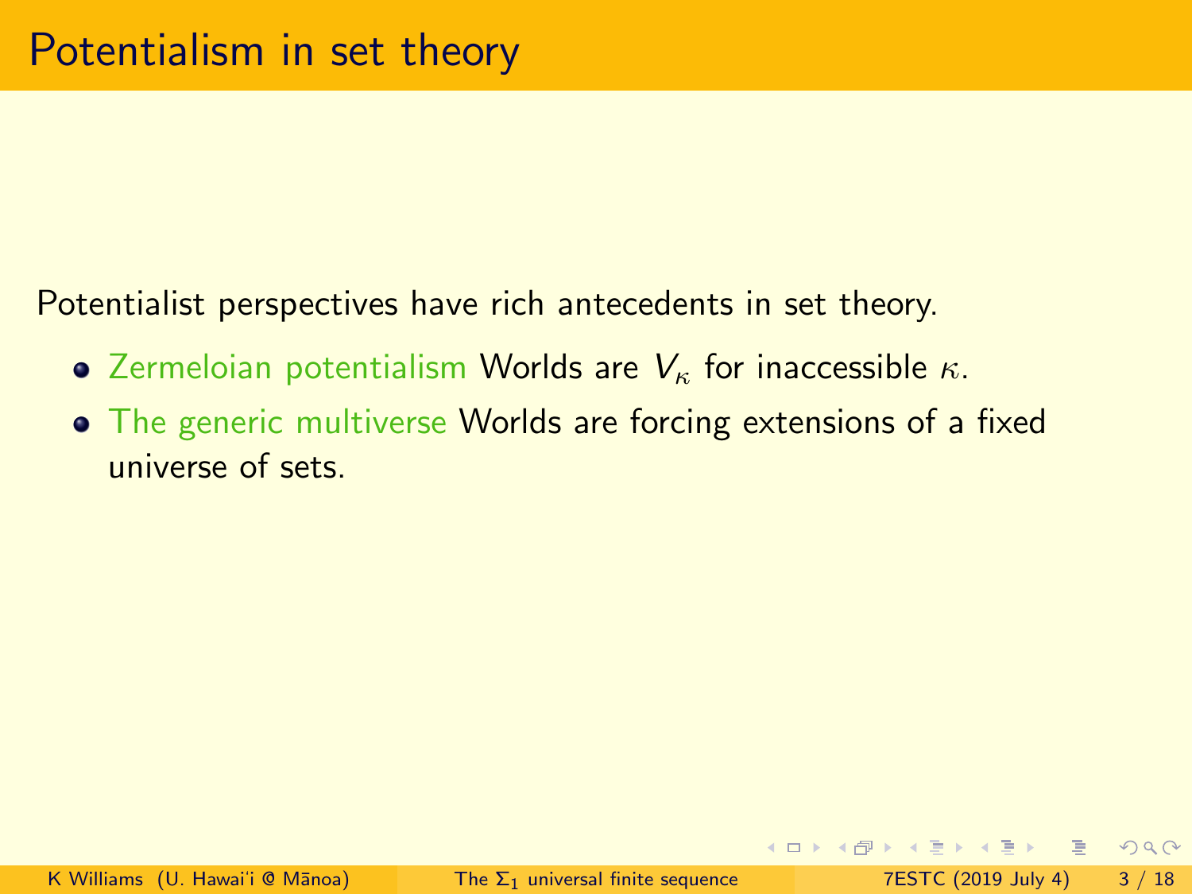# Potentialism in set theory

Potentialist perspectives have rich antecedents in set theory.

- Zermeloian potentialism Worlds are $V_\kappa$ for inaccessible $\kappa$.
- The generic multiverse Worlds are forcing extensions of a fixed universe of sets.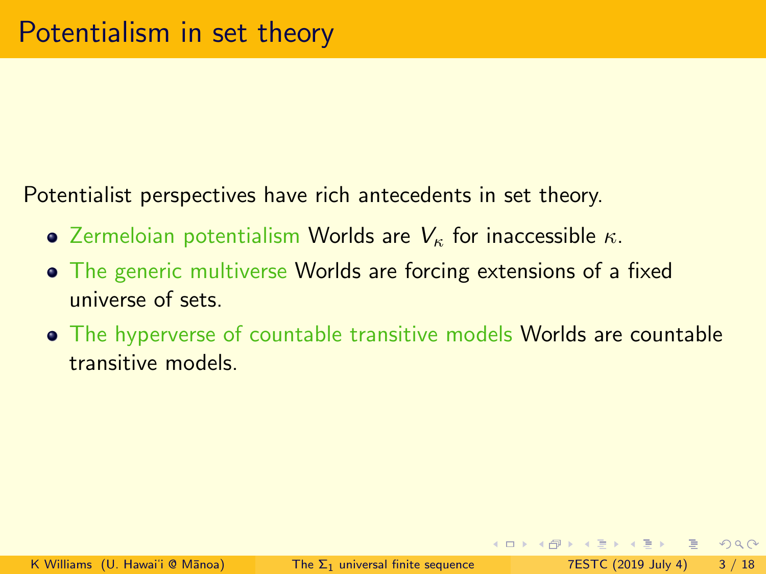# Potentialism in set theory

Potentialist perspectives have rich antecedents in set theory.

- Zermeloian potentialism Worlds are $V_\kappa$ for inaccessible $\kappa$.
- The generic multiverse Worlds are forcing extensions of a fixed universe of sets.
- The hyperverse of countable transitive models Worlds are countable transitive models.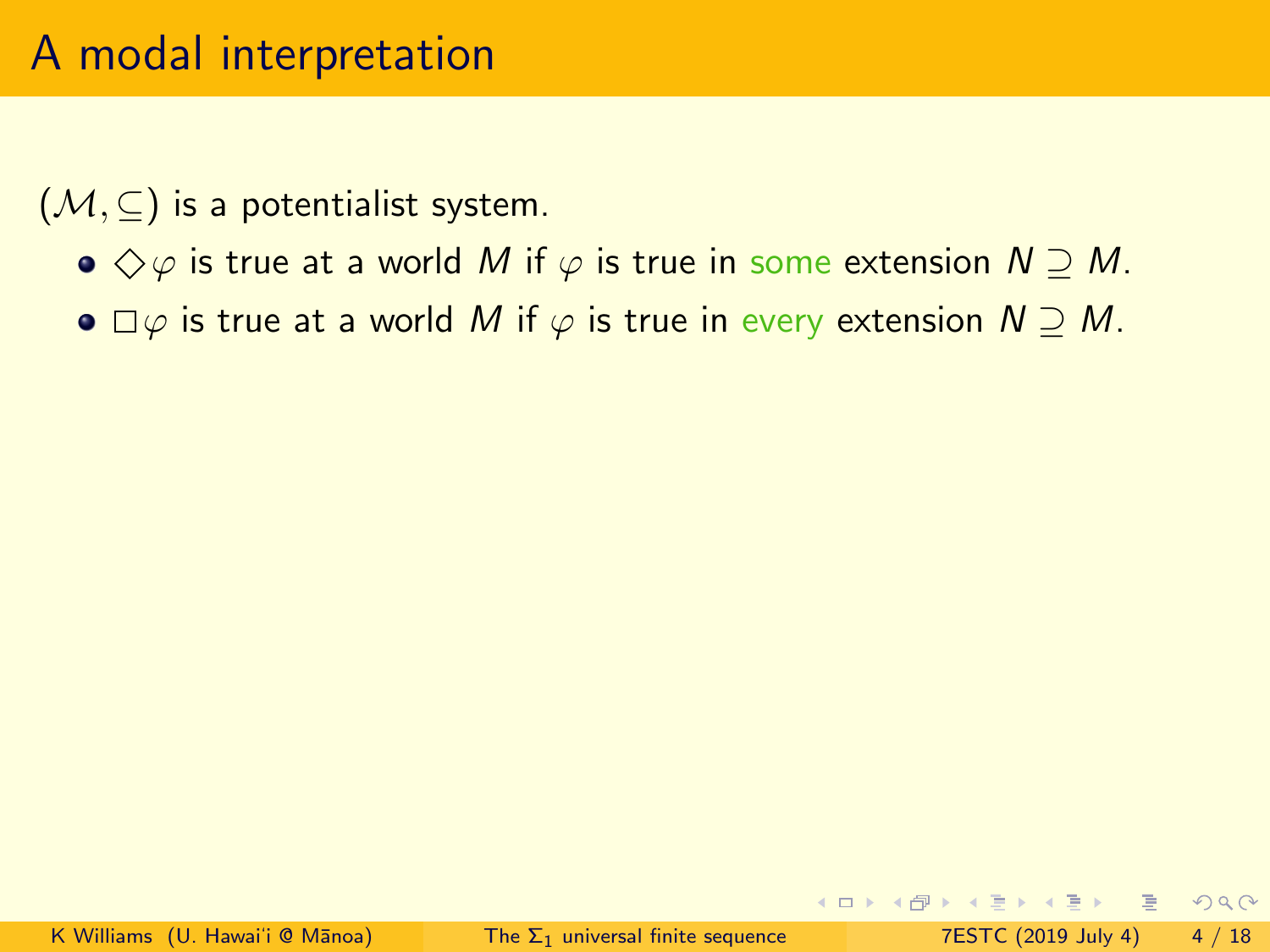# A modal interpretation

$(\mathcal{M}, \subseteq)$ is a potentialist system.

- $\Diamond\varphi$ is true at a world $M$ if $\varphi$ is true in some extension $N \supseteq M$.
- $\Box\varphi$ is true at a world $M$ if $\varphi$ is true in every extension $N \supseteq M$.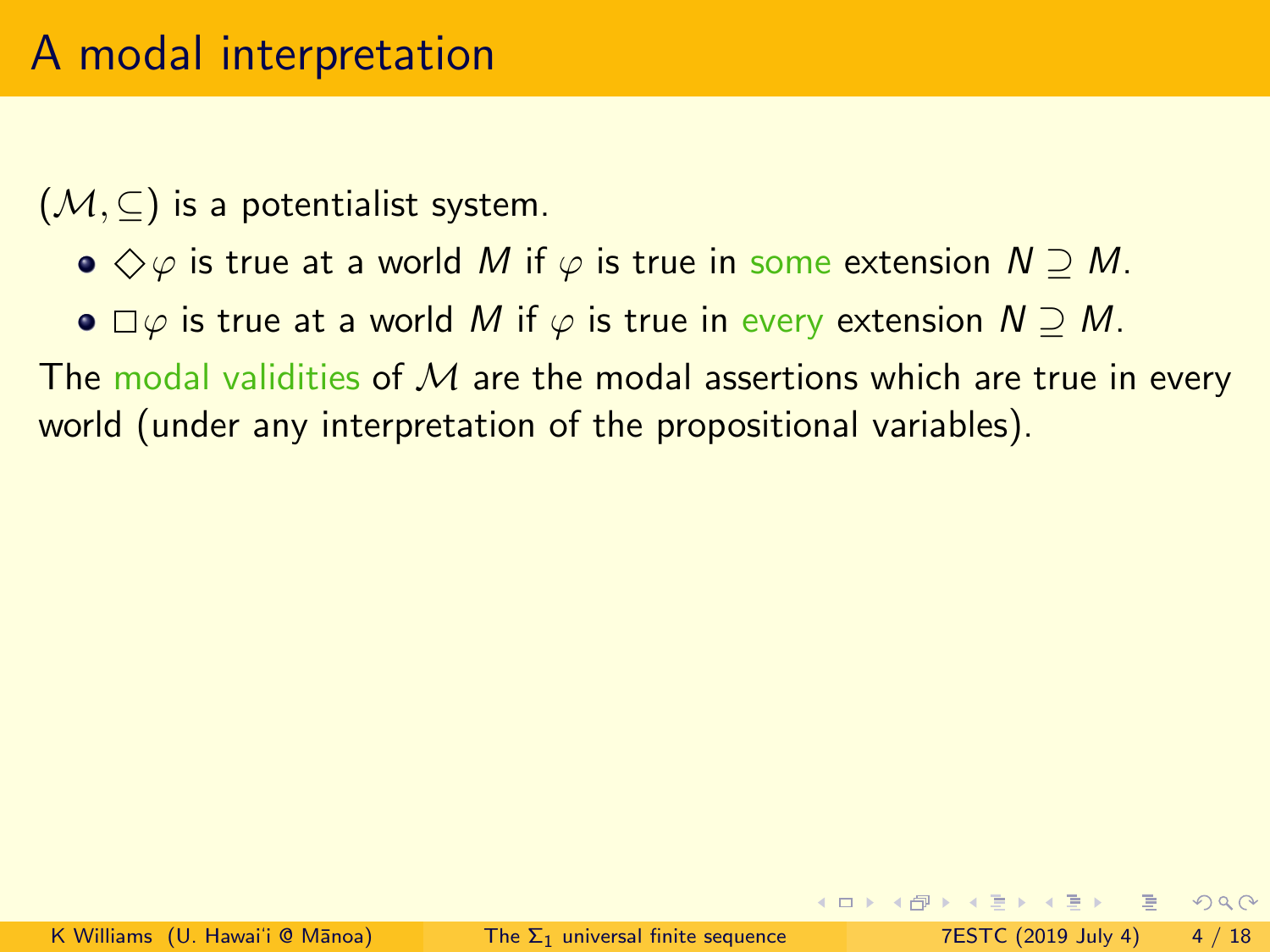# A modal interpretation

$(\mathcal{M}, \subseteq)$ is a potentialist system.

- $\Diamond\varphi$ is true at a world $M$ if $\varphi$ is true in some extension $N \supseteq M$.
- $\Box\varphi$ is true at a world $M$ if $\varphi$ is true in every extension $N \supseteq M$.

The modal validities of $\mathcal{M}$ are the modal assertions which are true in every world (under any interpretation of the propositional variables).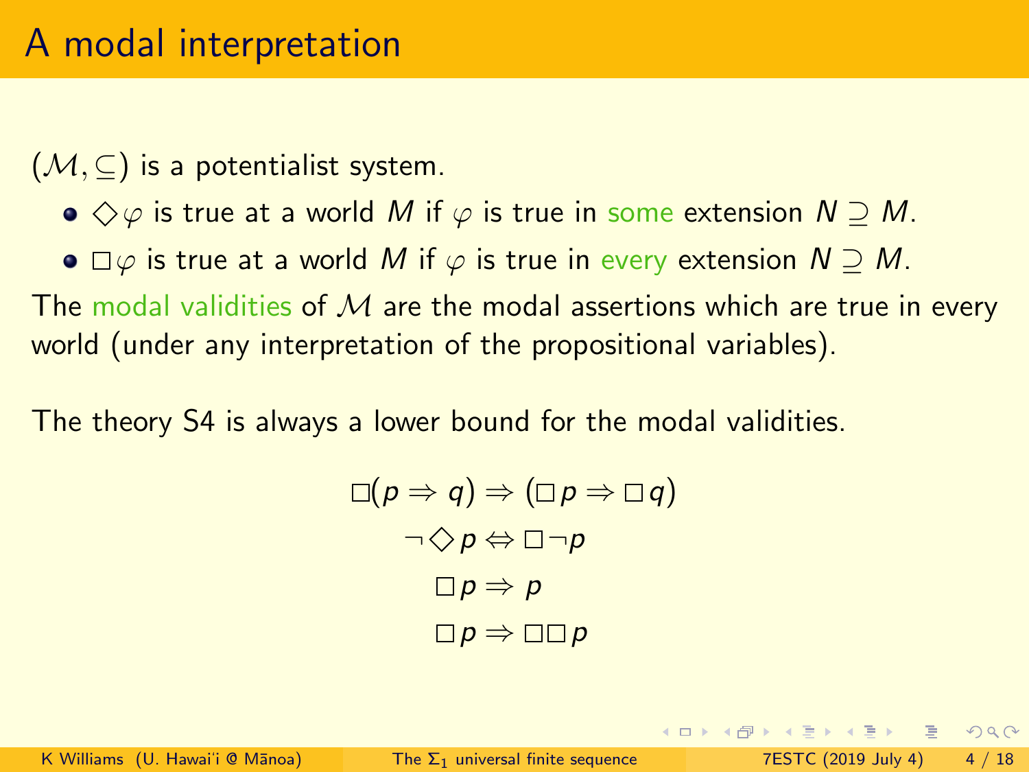# A modal interpretation

$(\mathcal{M}, \subseteq)$ is a potentialist system.

- $\Diamond\varphi$ is true at a world $M$ if $\varphi$ is true in some extension $N \supseteq M$.
- $\Box\varphi$ is true at a world $M$ if $\varphi$ is true in every extension $N \supseteq M$.

The modal validities of $\mathcal{M}$ are the modal assertions which are true in every world (under any interpretation of the propositional variables).

The theory S4 is always a lower bound for the modal validities.

$$\Box(p \Rightarrow q) \Rightarrow (\Box p \Rightarrow \Box q)$$

$$\neg\Diamond p \Leftrightarrow \Box\neg p$$

$$\Box p \Rightarrow p$$

$$\Box p \Rightarrow \Box\Box p$$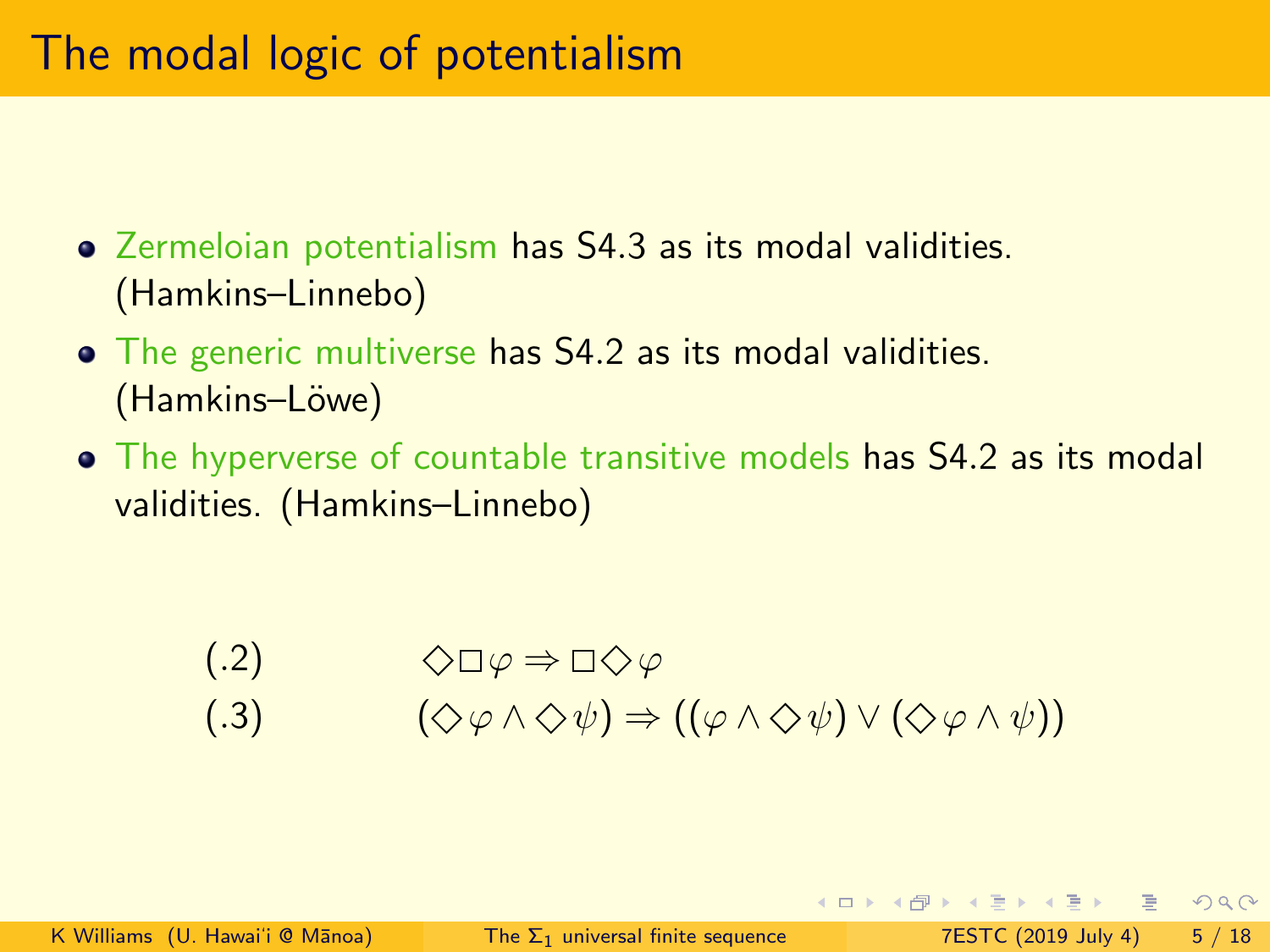# The modal logic of potentialism

- Zermeloian potentialism has S4.3 as its modal validities. (Hamkins–Linnebo)
- The generic multiverse has S4.2 as its modal validities. (Hamkins–Löwe)
- The hyperverse of countable transitive models has S4.2 as its modal validities. (Hamkins–Linnebo)

$$(.2) \qquad \Diamond \Box \varphi \Rightarrow \Box \Diamond \varphi$$

$$(.3) \qquad (\Diamond \varphi \wedge \Diamond \psi) \Rightarrow ((\varphi \wedge \Diamond \psi) \vee (\Diamond \varphi \wedge \psi))$$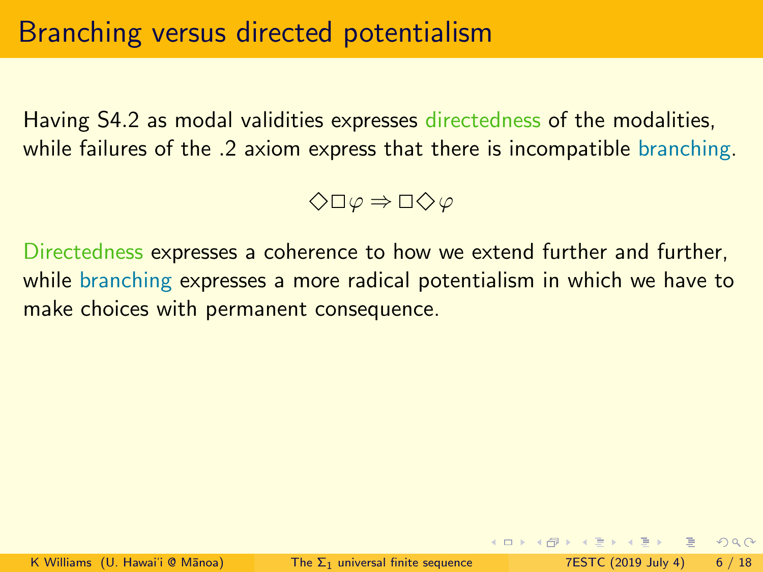# Branching versus directed potentialism

Having S4.2 as modal validities expresses directedness of the modalities, while failures of the .2 axiom express that there is incompatible branching.

$$\Diamond\Box\varphi \Rightarrow \Box\Diamond\varphi$$

Directedness expresses a coherence to how we extend further and further, while branching expresses a more radical potentialism in which we have to make choices with permanent consequence.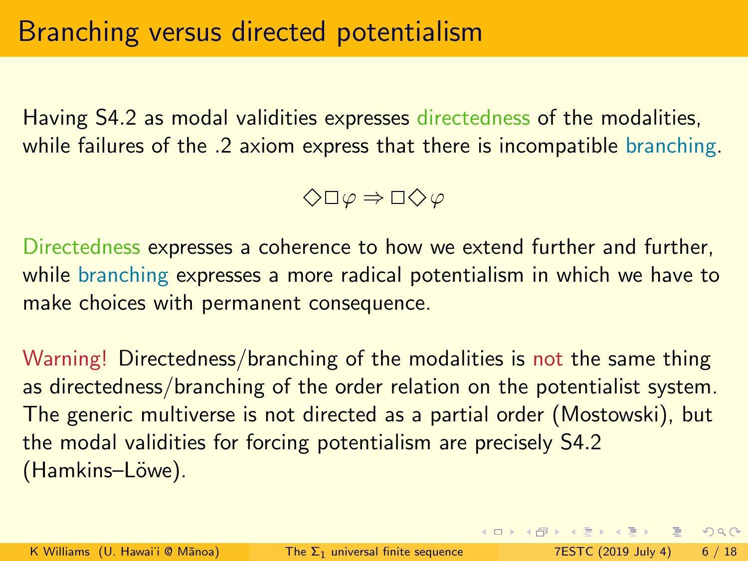# Branching versus directed potentialism

Having S4.2 as modal validities expresses directedness of the modalities, while failures of the .2 axiom express that there is incompatible branching.

$$\Diamond\Box\varphi \Rightarrow \Box\Diamond\varphi$$

Directedness expresses a coherence to how we extend further and further, while branching expresses a more radical potentialism in which we have to make choices with permanent consequence.

Warning! Directedness/branching of the modalities is not the same thing as directedness/branching of the order relation on the potentialist system. The generic multiverse is not directed as a partial order (Mostowski), but the modal validities for forcing potentialism are precisely S4.2 (Hamkins–Löwe).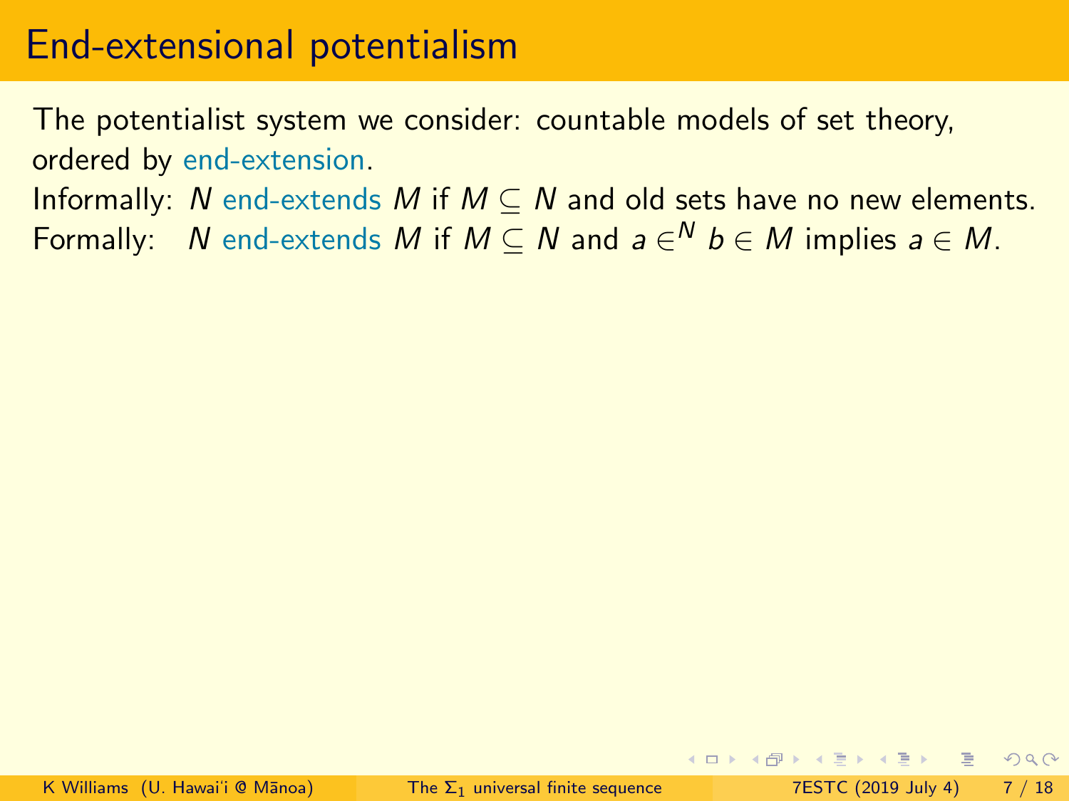# End-extensional potentialism

The potentialist system we consider: countable models of set theory, ordered by end-extension.

Informally: $N$ end-extends $M$ if $M \subseteq N$ and old sets have no new elements.

Formally: $N$ end-extends $M$ if $M \subseteq N$ and $a \in^N b \in M$ implies $a \in M$.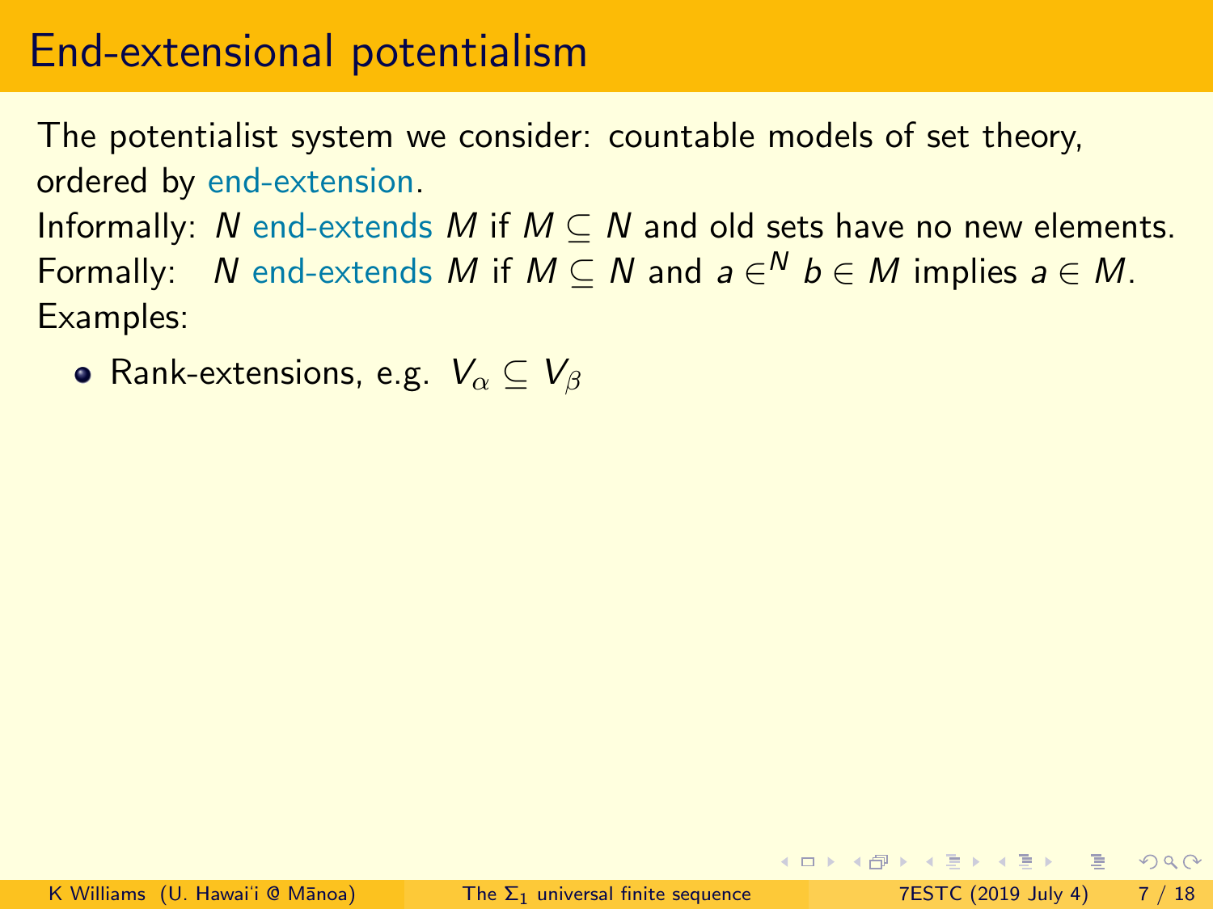# End-extensional potentialism

The potentialist system we consider: countable models of set theory, ordered by end-extension.

Informally: $N$ end-extends $M$ if $M \subseteq N$ and old sets have no new elements.

Formally: $N$ end-extends $M$ if $M \subseteq N$ and $a \in^N b \in M$ implies $a \in M$.

Examples:

- Rank-extensions, e.g. $V_\alpha \subseteq V_\beta$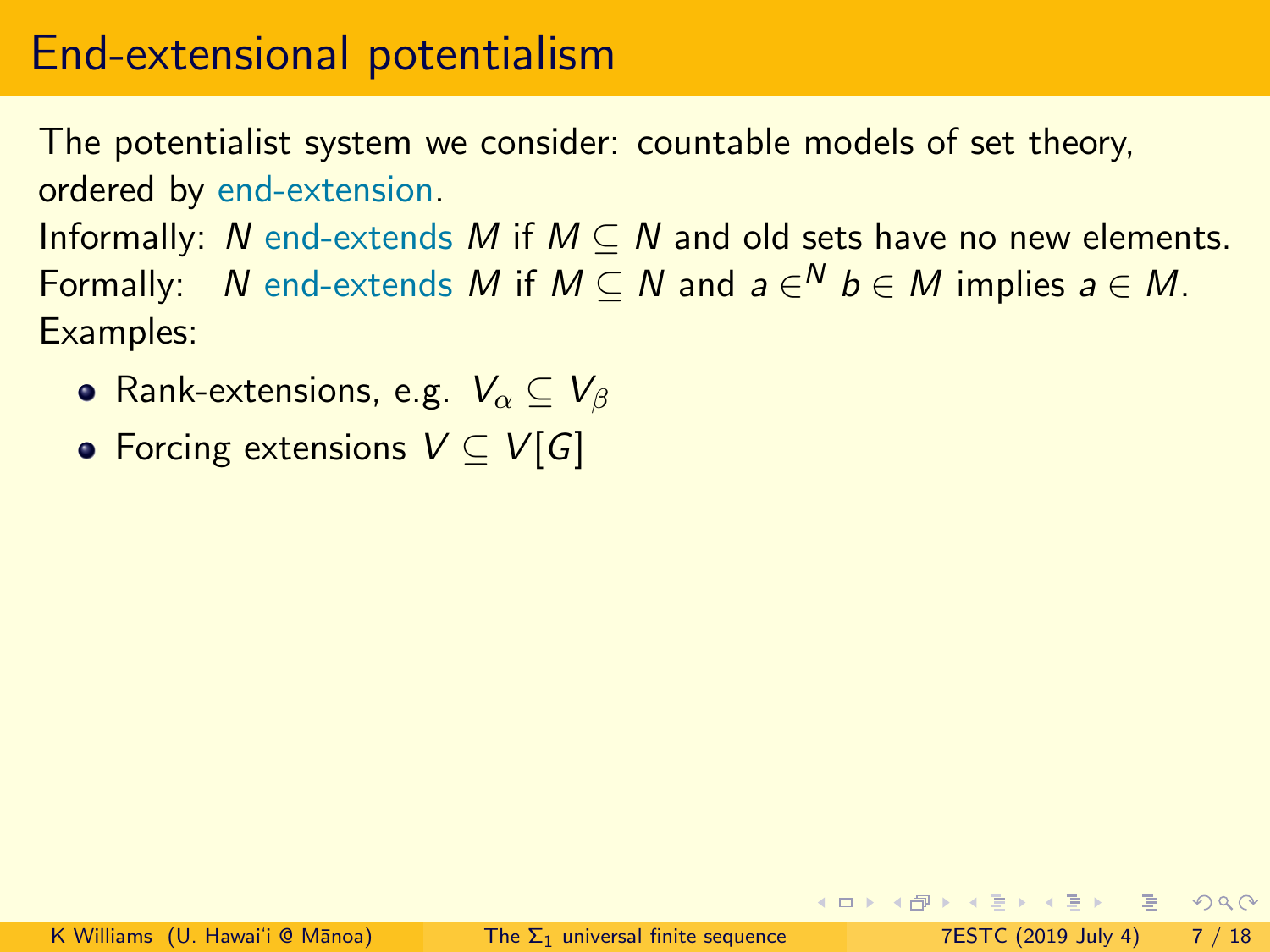# End-extensional potentialism

The potentialist system we consider: countable models of set theory, ordered by end-extension.

Informally: $N$ end-extends $M$ if $M \subseteq N$ and old sets have no new elements.

Formally: $N$ end-extends $M$ if $M \subseteq N$ and $a \in^N b \in M$ implies $a \in M$.

Examples:

- Rank-extensions, e.g. $V_\alpha \subseteq V_\beta$
- Forcing extensions $V \subseteq V[G]$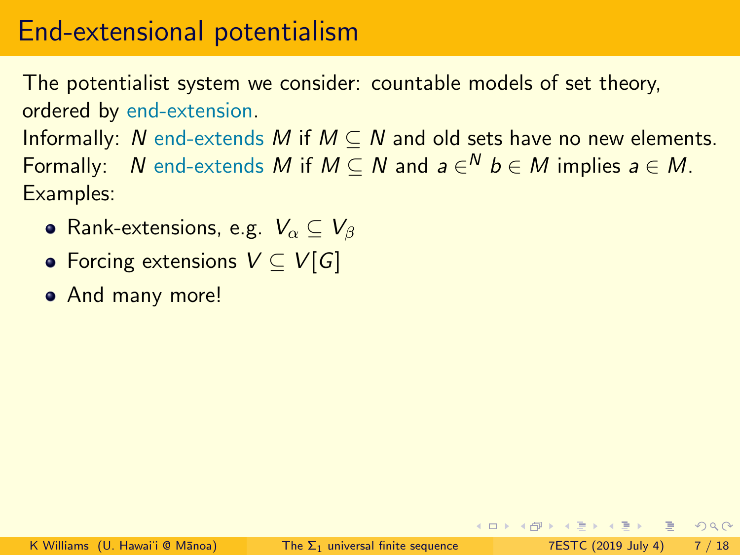# End-extensional potentialism

The potentialist system we consider: countable models of set theory, ordered by end-extension.

Informally: $N$ end-extends $M$ if $M \subseteq N$ and old sets have no new elements.

Formally: $N$ end-extends $M$ if $M \subseteq N$ and $a \in^N b \in M$ implies $a \in M$.

Examples:

- Rank-extensions, e.g. $V_\alpha \subseteq V_\beta$
- Forcing extensions $V \subseteq V[G]$
- And many more!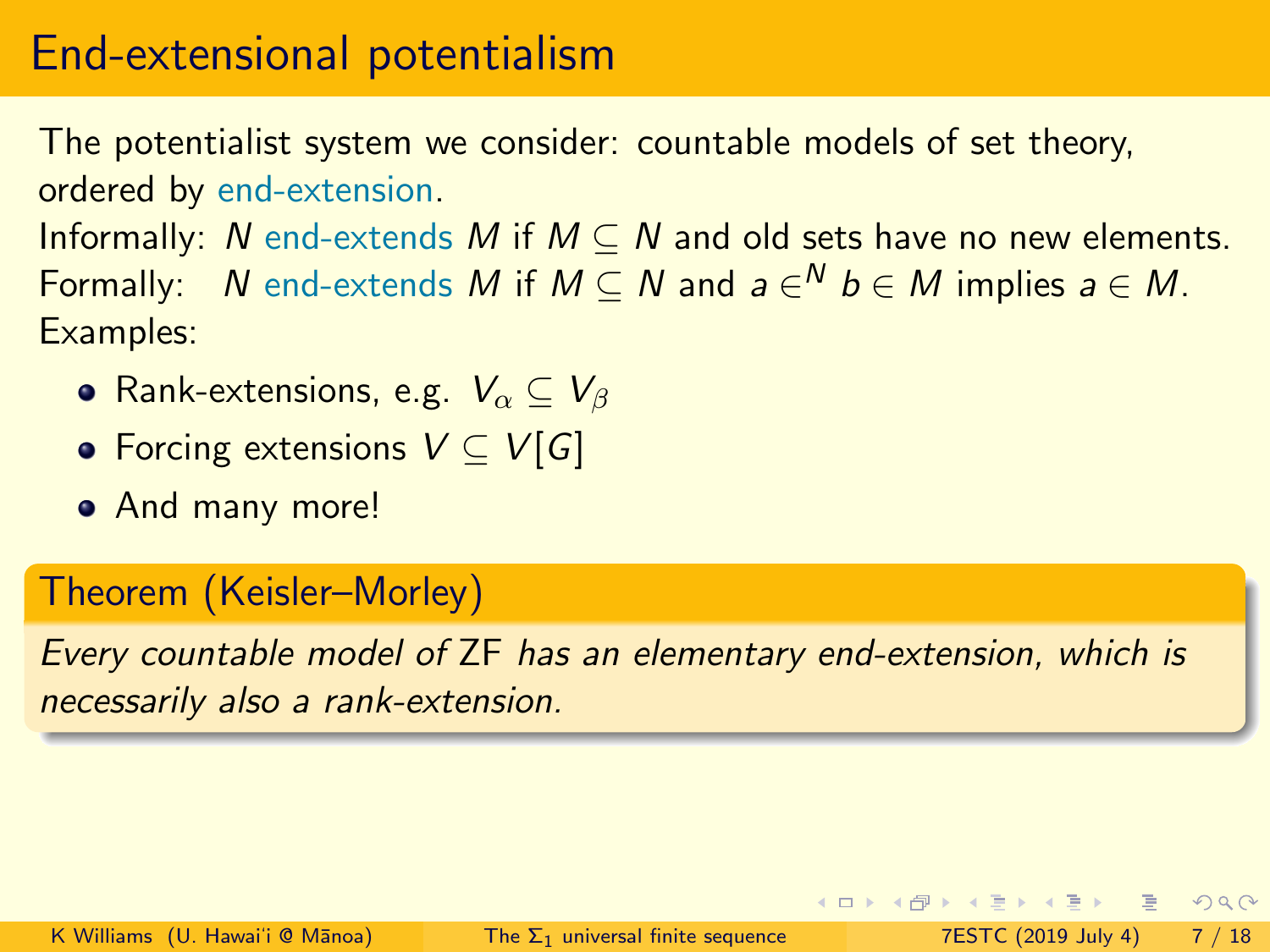# End-extensional potentialism

The potentialist system we consider: countable models of set theory, ordered by end-extension.

Informally: $N$ end-extends $M$ if $M \subseteq N$ and old sets have no new elements.

Formally: $N$ end-extends $M$ if $M \subseteq N$ and $a \in^N b \in M$ implies $a \in M$.

Examples:

- Rank-extensions, e.g. $V_\alpha \subseteq V_\beta$
- Forcing extensions $V \subseteq V[G]$
- And many more!

**Theorem (Keisler–Morley)**

*Every countable model of* ZF *has an elementary end-extension, which is necessarily also a rank-extension.*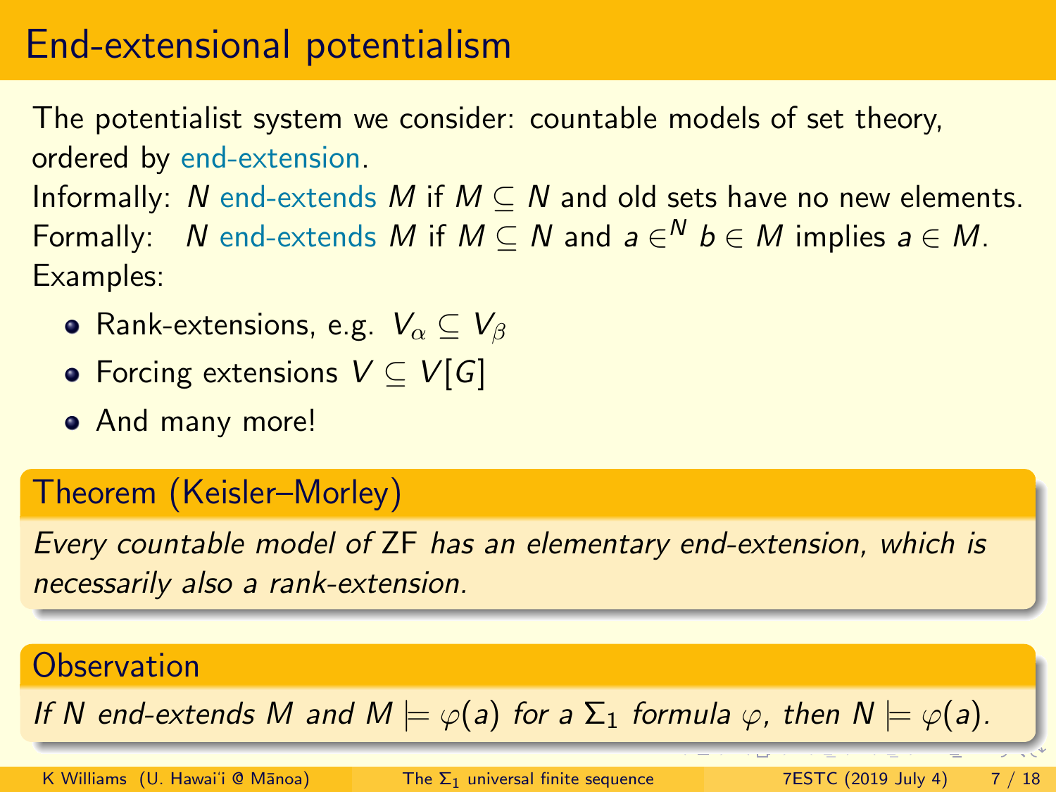# End-extensional potentialism

The potentialist system we consider: countable models of set theory, ordered by end-extension.

Informally: $N$ end-extends $M$ if $M \subseteq N$ and old sets have no new elements.

Formally: $N$ end-extends $M$ if $M \subseteq N$ and $a \in^N b \in M$ implies $a \in M$.

Examples:

- Rank-extensions, e.g. $V_\alpha \subseteq V_\beta$
- Forcing extensions $V \subseteq V[G]$
- And many more!

**Theorem (Keisler–Morley)**

*Every countable model of* ZF *has an elementary end-extension, which is necessarily also a rank-extension.*

**Observation**

*If $N$ end-extends $M$ and $M \models \varphi(a)$ for a $\Sigma_1$ formula $\varphi$, then $N \models \varphi(a)$.*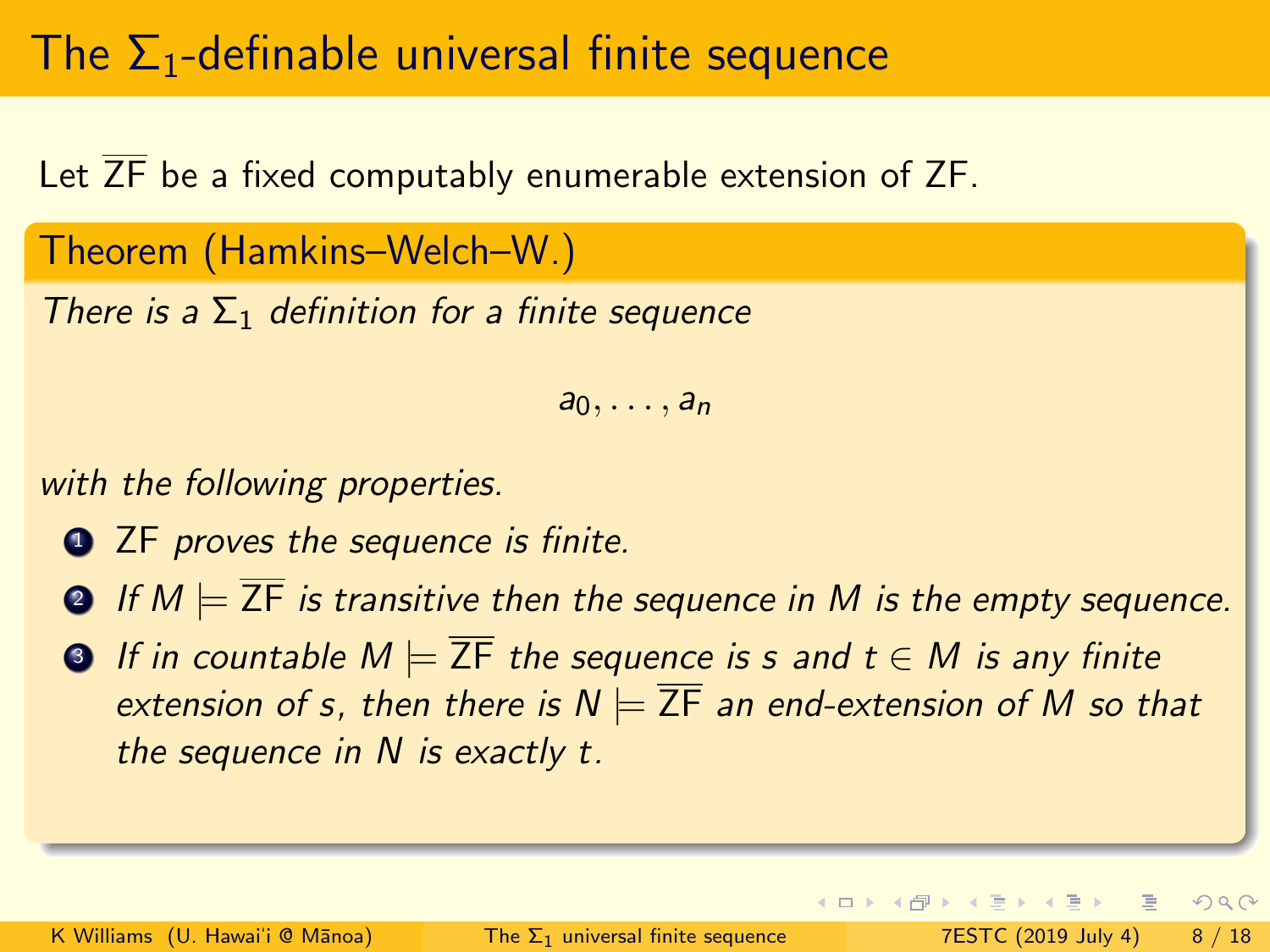# The $\Sigma_1$-definable universal finite sequence

Let $\overline{\mathsf{ZF}}$ be a fixed computably enumerable extension of ZF.

**Theorem (Hamkins–Welch–W.)**

*There is a $\Sigma_1$ definition for a finite sequence*

$$a_0, \ldots, a_n$$

*with the following properties.*

1. ZF *proves the sequence is finite.*
2. *If $M \models \overline{\mathsf{ZF}}$ is transitive then the sequence in $M$ is the empty sequence.*
3. *If in countable $M \models \overline{\mathsf{ZF}}$ the sequence is $s$ and $t \in M$ is any finite extension of $s$, then there is $N \models \overline{\mathsf{ZF}}$ an end-extension of $M$ so that the sequence in $N$ is exactly $t$.*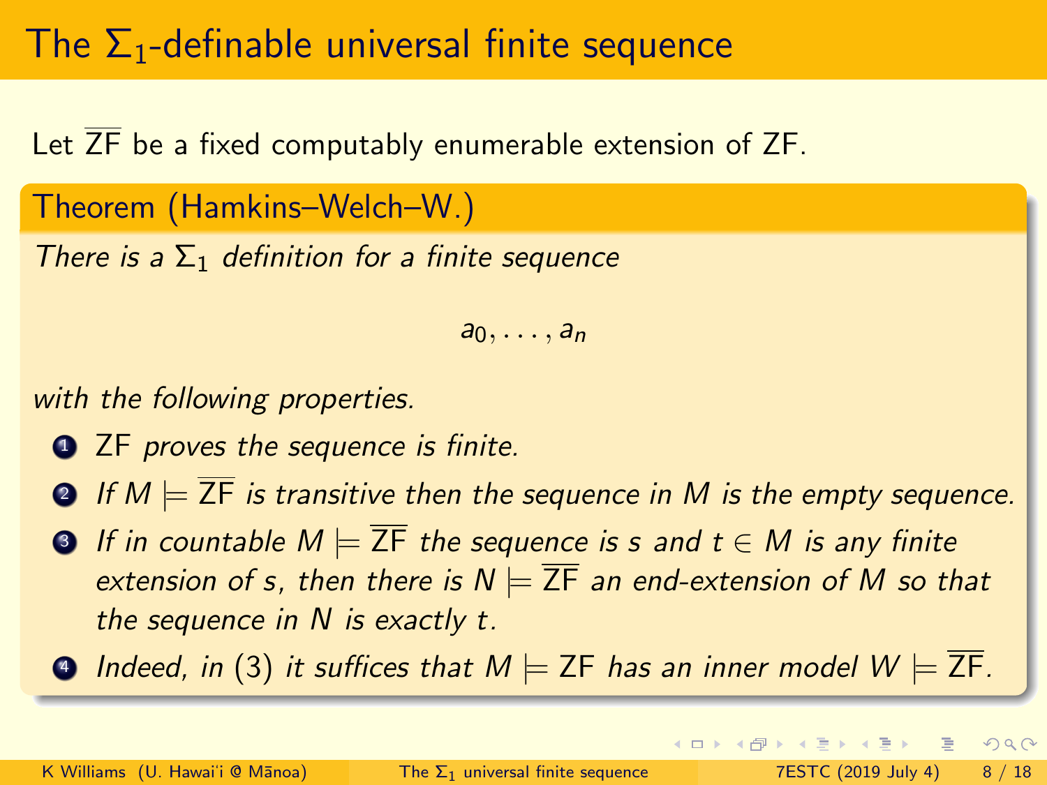# The $\Sigma_1$-definable universal finite sequence

Let $\overline{\mathsf{ZF}}$ be a fixed computably enumerable extension of ZF.

**Theorem (Hamkins–Welch–W.)**

*There is a $\Sigma_1$ definition for a finite sequence*

$$a_0, \ldots, a_n$$

*with the following properties.*

1. ZF *proves the sequence is finite.*
2. *If $M \models \overline{\mathsf{ZF}}$ is transitive then the sequence in $M$ is the empty sequence.*
3. *If in countable $M \models \overline{\mathsf{ZF}}$ the sequence is $s$ and $t \in M$ is any finite extension of $s$, then there is $N \models \overline{\mathsf{ZF}}$ an end-extension of $M$ so that the sequence in $N$ is exactly $t$.*
4. *Indeed, in (3) it suffices that $M \models \mathsf{ZF}$ has an inner model $W \models \overline{\mathsf{ZF}}$.*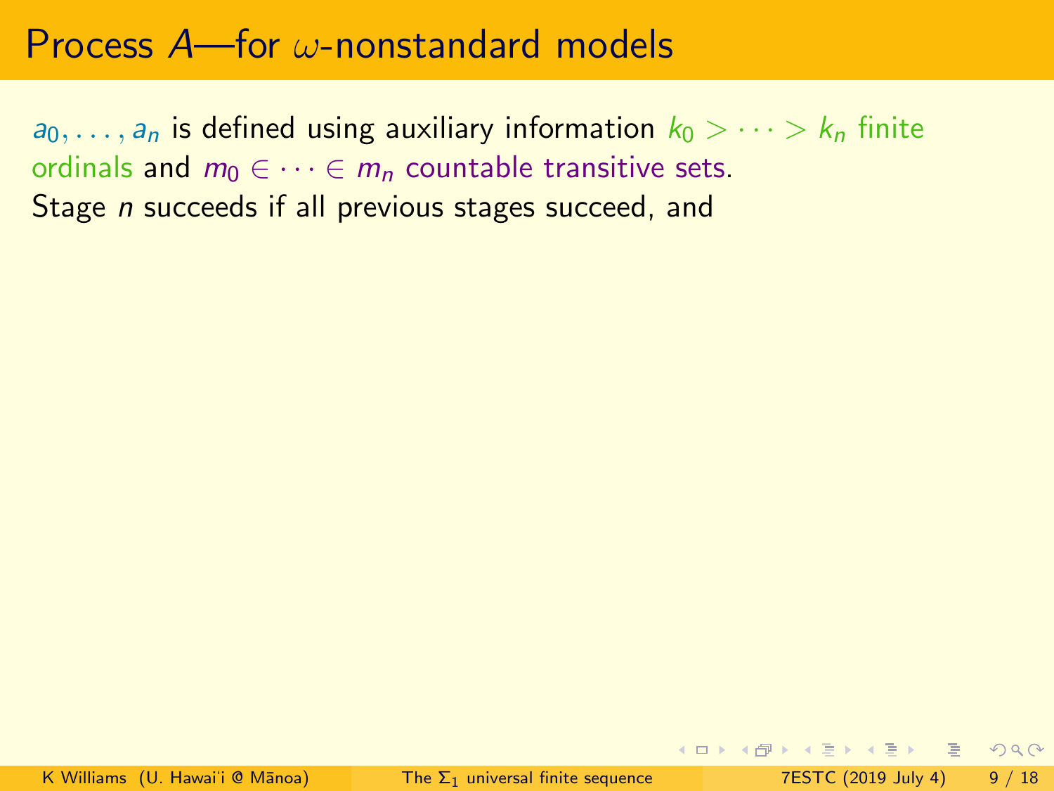# Process $A$—for $\omega$-nonstandard models

$a_0, \ldots, a_n$ is defined using auxiliary information $k_0 > \cdots > k_n$ finite ordinals and $m_0 \in \cdots \in m_n$ countable transitive sets.

Stage $n$ succeeds if all previous stages succeed, and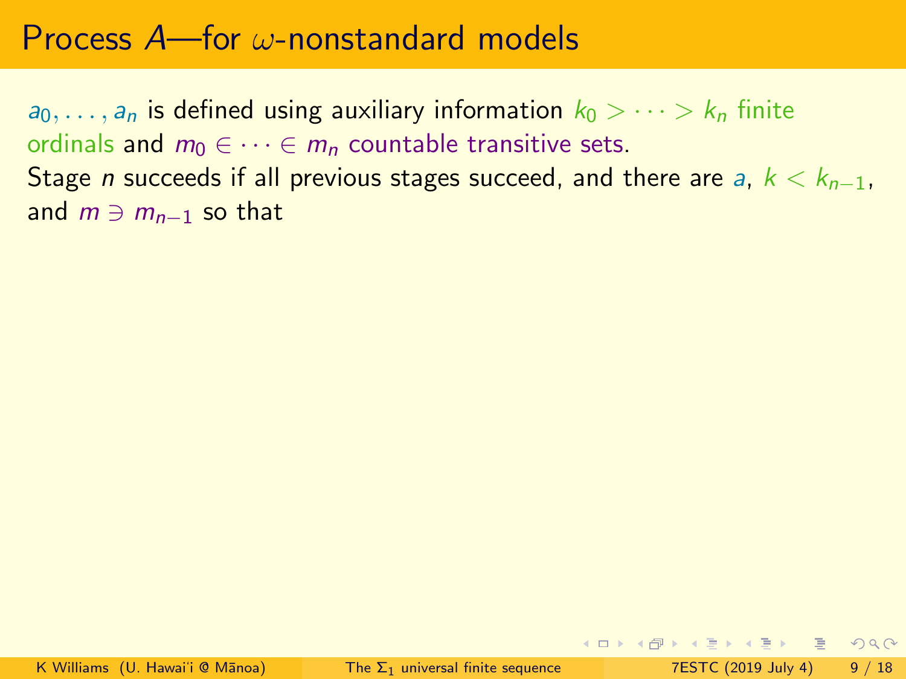# Process $A$—for $\omega$-nonstandard models

$a_0, \ldots, a_n$ is defined using auxiliary information $k_0 > \cdots > k_n$ finite ordinals and $m_0 \in \cdots \in m_n$ countable transitive sets.

Stage $n$ succeeds if all previous stages succeed, and there are $a$, $k < k_{n-1}$, and $m \ni m_{n-1}$ so that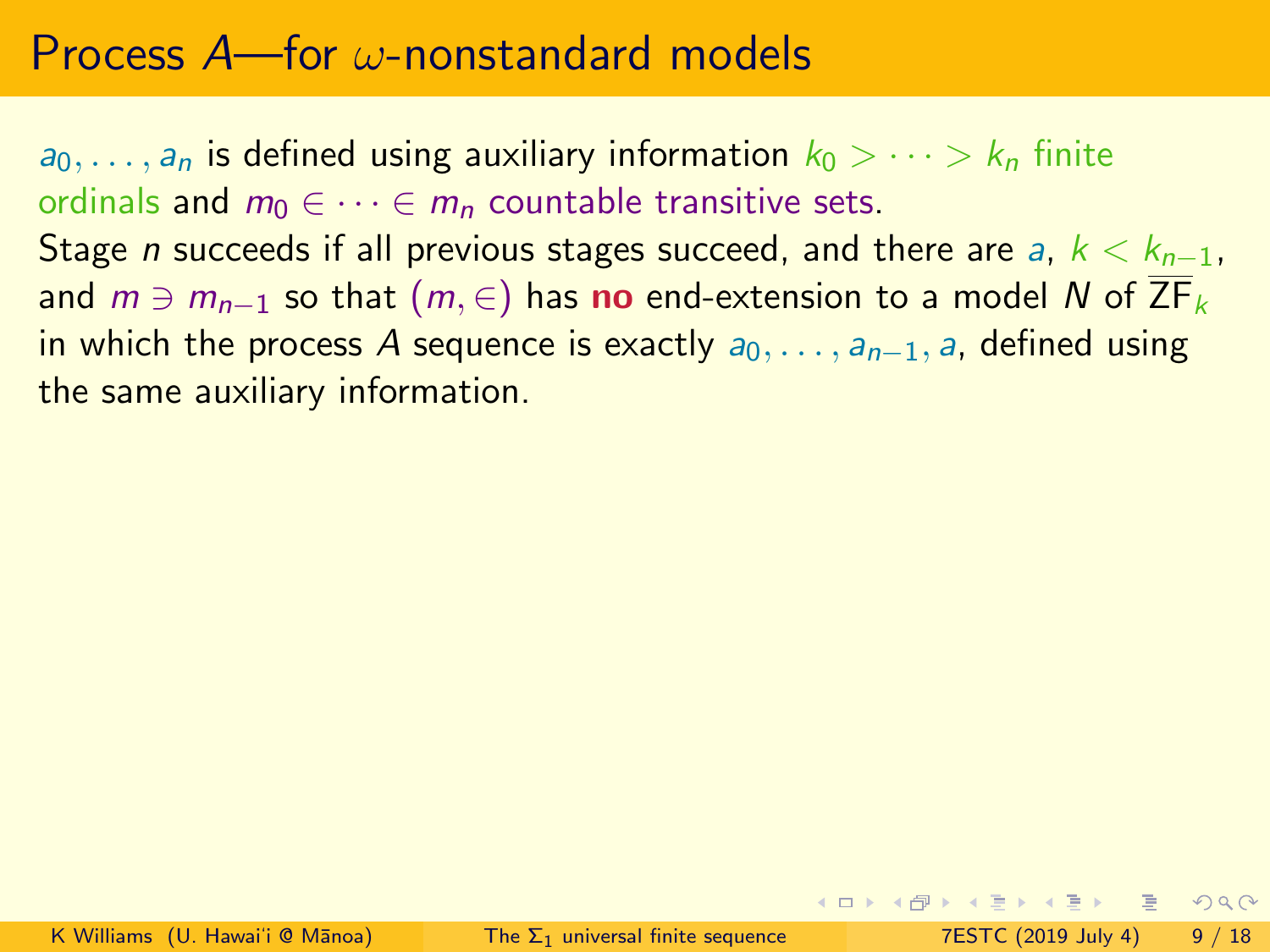# Process $A$—for $\omega$-nonstandard models

$a_0, \ldots, a_n$ is defined using auxiliary information $k_0 > \cdots > k_n$ finite ordinals and $m_0 \in \cdots \in m_n$ countable transitive sets.

Stage $n$ succeeds if all previous stages succeed, and there are $a$, $k < k_{n-1}$, and $m \ni m_{n-1}$ so that $(m, \in)$ has **no** end-extension to a model $N$ of $\overline{\mathrm{ZF}}_k$ in which the process $A$ sequence is exactly $a_0, \ldots, a_{n-1}, a$, defined using the same auxiliary information.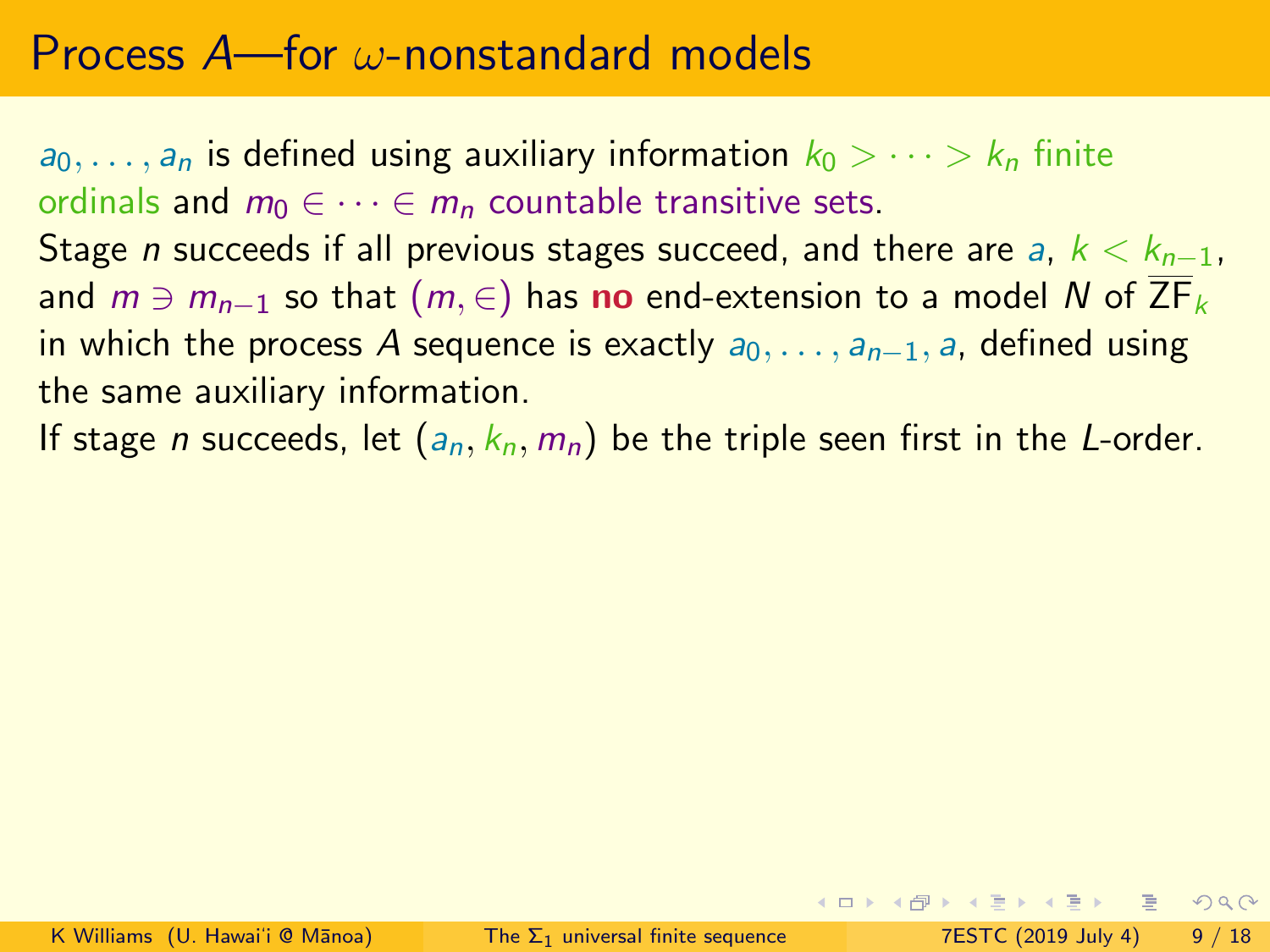# Process $A$—for $\omega$-nonstandard models

$a_0, \ldots, a_n$ is defined using auxiliary information $k_0 > \cdots > k_n$ finite ordinals and $m_0 \in \cdots \in m_n$ countable transitive sets.

Stage $n$ succeeds if all previous stages succeed, and there are $a$, $k < k_{n-1}$, and $m \ni m_{n-1}$ so that $(m, \in)$ has **no** end-extension to a model $N$ of $\overline{\mathsf{ZF}}_k$ in which the process $A$ sequence is exactly $a_0, \ldots, a_{n-1}, a$, defined using the same auxiliary information.

If stage $n$ succeeds, let $(a_n, k_n, m_n)$ be the triple seen first in the $L$-order.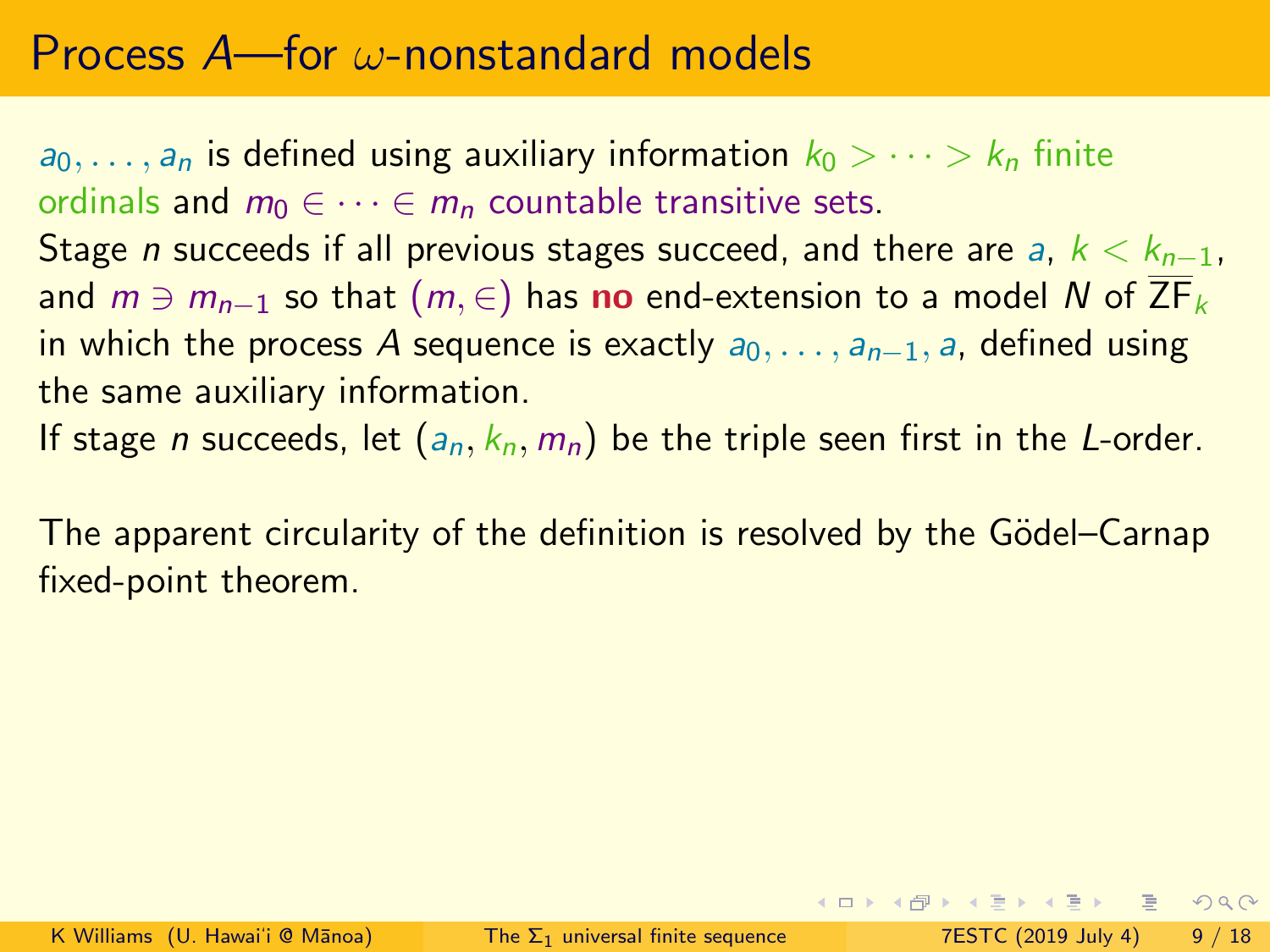# Process $A$—for $\omega$-nonstandard models

$a_0, \ldots, a_n$ is defined using auxiliary information $k_0 > \cdots > k_n$ finite ordinals and $m_0 \in \cdots \in m_n$ countable transitive sets.

Stage $n$ succeeds if all previous stages succeed, and there are $a$, $k < k_{n-1}$, and $m \ni m_{n-1}$ so that $(m, \in)$ has **no** end-extension to a model $N$ of $\overline{\mathsf{ZF}}_k$ in which the process $A$ sequence is exactly $a_0, \ldots, a_{n-1}, a$, defined using the same auxiliary information.

If stage $n$ succeeds, let $(a_n, k_n, m_n)$ be the triple seen first in the $L$-order.

The apparent circularity of the definition is resolved by the Gödel–Carnap fixed-point theorem.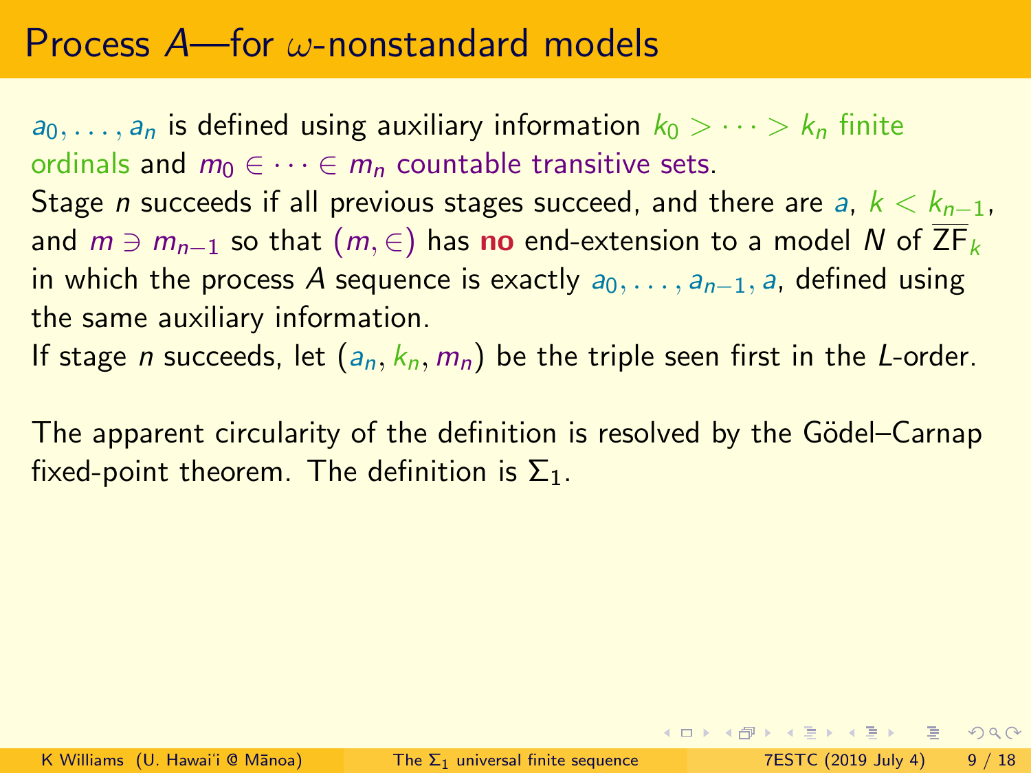# Process $A$—for $\omega$-nonstandard models

$a_0, \ldots, a_n$ is defined using auxiliary information $k_0 > \cdots > k_n$ finite ordinals and $m_0 \in \cdots \in m_n$ countable transitive sets.

Stage $n$ succeeds if all previous stages succeed, and there are $a$, $k < k_{n-1}$, and $m \ni m_{n-1}$ so that $(m, \in)$ has **no** end-extension to a model $N$ of $\overline{\mathsf{ZF}}_k$ in which the process $A$ sequence is exactly $a_0, \ldots, a_{n-1}, a$, defined using the same auxiliary information.

If stage $n$ succeeds, let $(a_n, k_n, m_n)$ be the triple seen first in the $L$-order.

The apparent circularity of the definition is resolved by the Gödel–Carnap fixed-point theorem. The definition is $\Sigma_1$.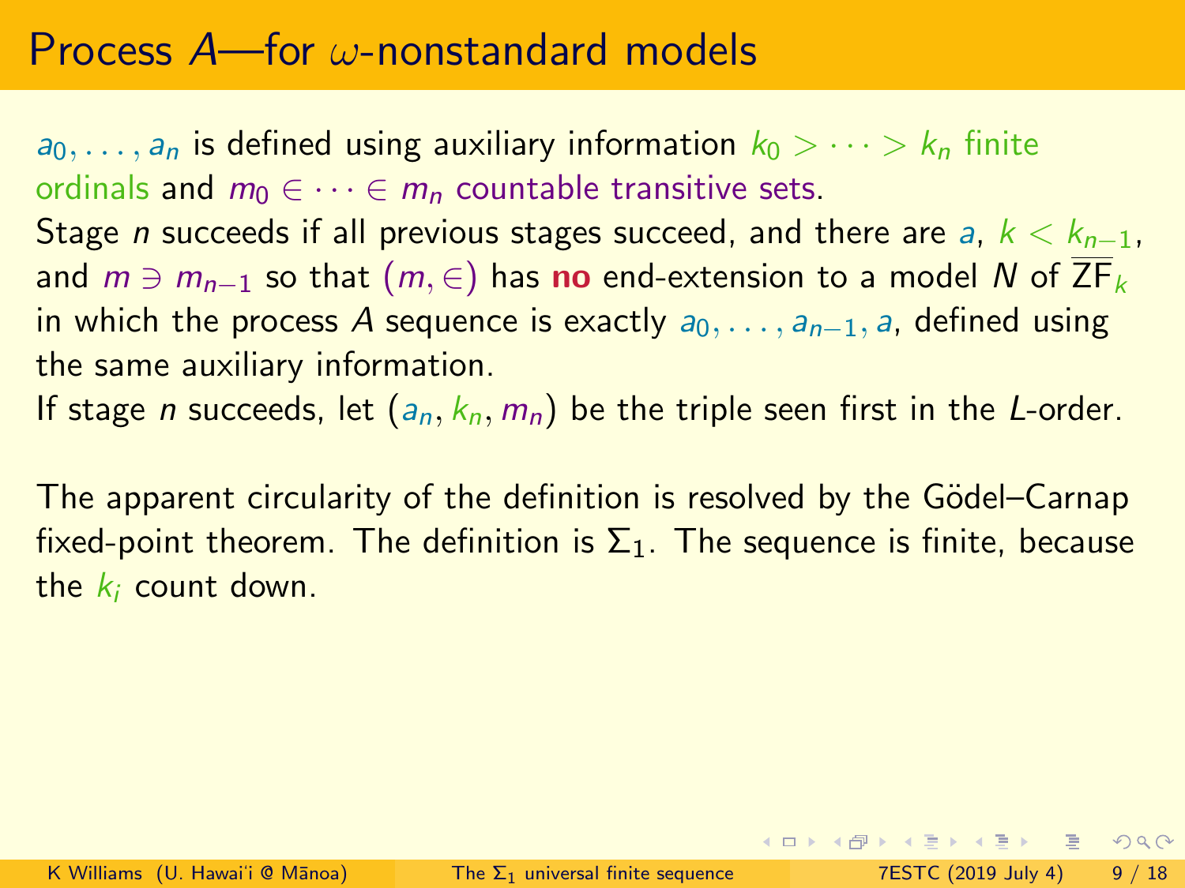# Process $A$—for $\omega$-nonstandard models

$a_0, \ldots, a_n$ is defined using auxiliary information $k_0 > \cdots > k_n$ finite ordinals and $m_0 \in \cdots \in m_n$ countable transitive sets.

Stage $n$ succeeds if all previous stages succeed, and there are $a$, $k < k_{n-1}$, and $m \ni m_{n-1}$ so that $(m, \in)$ has **no** end-extension to a model $N$ of $\overline{\mathsf{ZF}}_k$ in which the process $A$ sequence is exactly $a_0, \ldots, a_{n-1}, a$, defined using the same auxiliary information.

If stage $n$ succeeds, let $(a_n, k_n, m_n)$ be the triple seen first in the $L$-order.

The apparent circularity of the definition is resolved by the Gödel–Carnap fixed-point theorem. The definition is $\Sigma_1$. The sequence is finite, because the $k_i$ count down.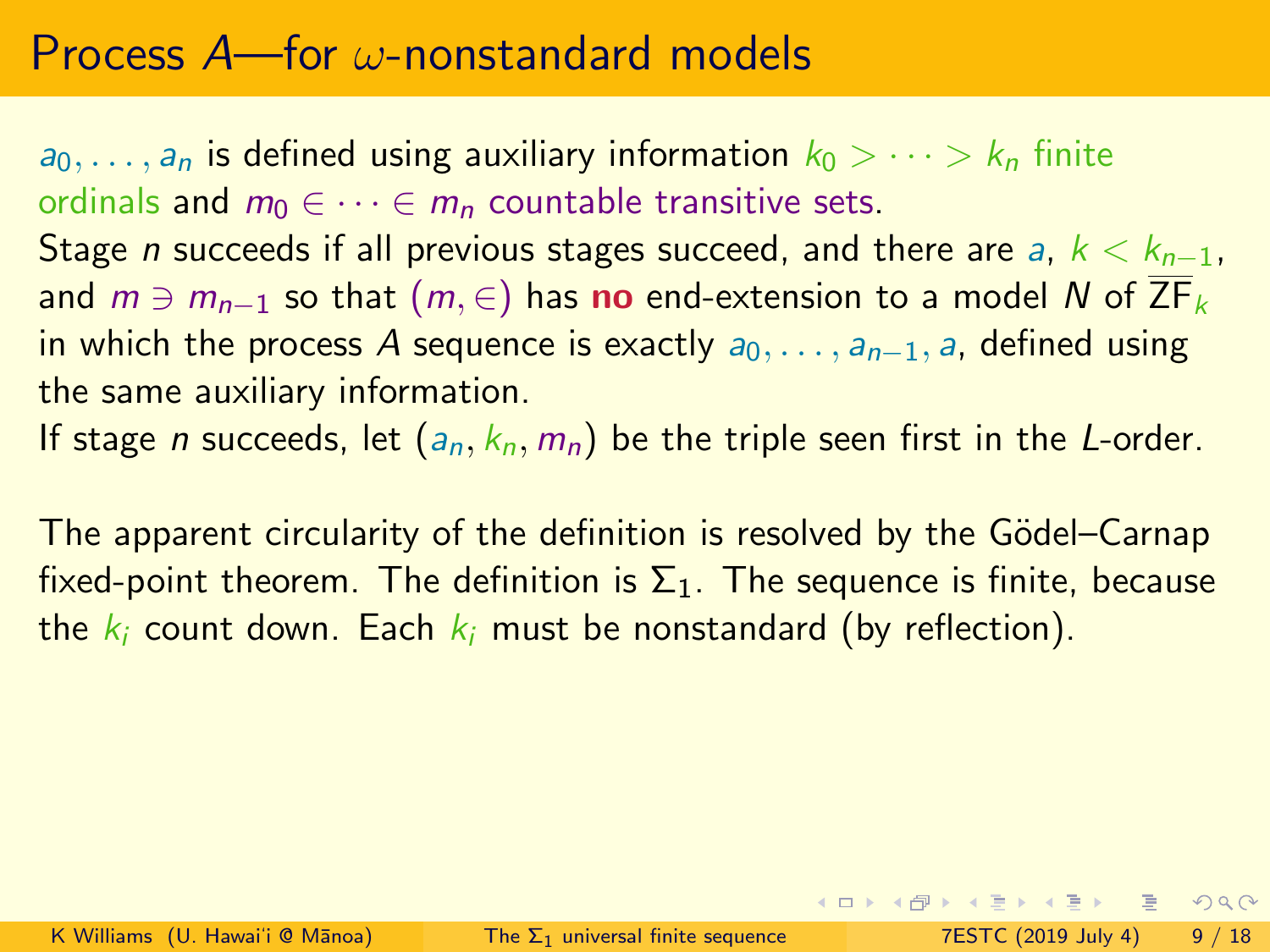# Process $A$—for $\omega$-nonstandard models

$a_0, \ldots, a_n$ is defined using auxiliary information $k_0 > \cdots > k_n$ finite ordinals and $m_0 \in \cdots \in m_n$ countable transitive sets.

Stage $n$ succeeds if all previous stages succeed, and there are $a$, $k < k_{n-1}$, and $m \ni m_{n-1}$ so that $(m, \in)$ has **no** end-extension to a model $N$ of $\overline{\mathsf{ZF}}_k$ in which the process $A$ sequence is exactly $a_0, \ldots, a_{n-1}, a$, defined using the same auxiliary information.

If stage $n$ succeeds, let $(a_n, k_n, m_n)$ be the triple seen first in the $L$-order.

The apparent circularity of the definition is resolved by the Gödel–Carnap fixed-point theorem. The definition is $\Sigma_1$. The sequence is finite, because the $k_i$ count down. Each $k_i$ must be nonstandard (by reflection).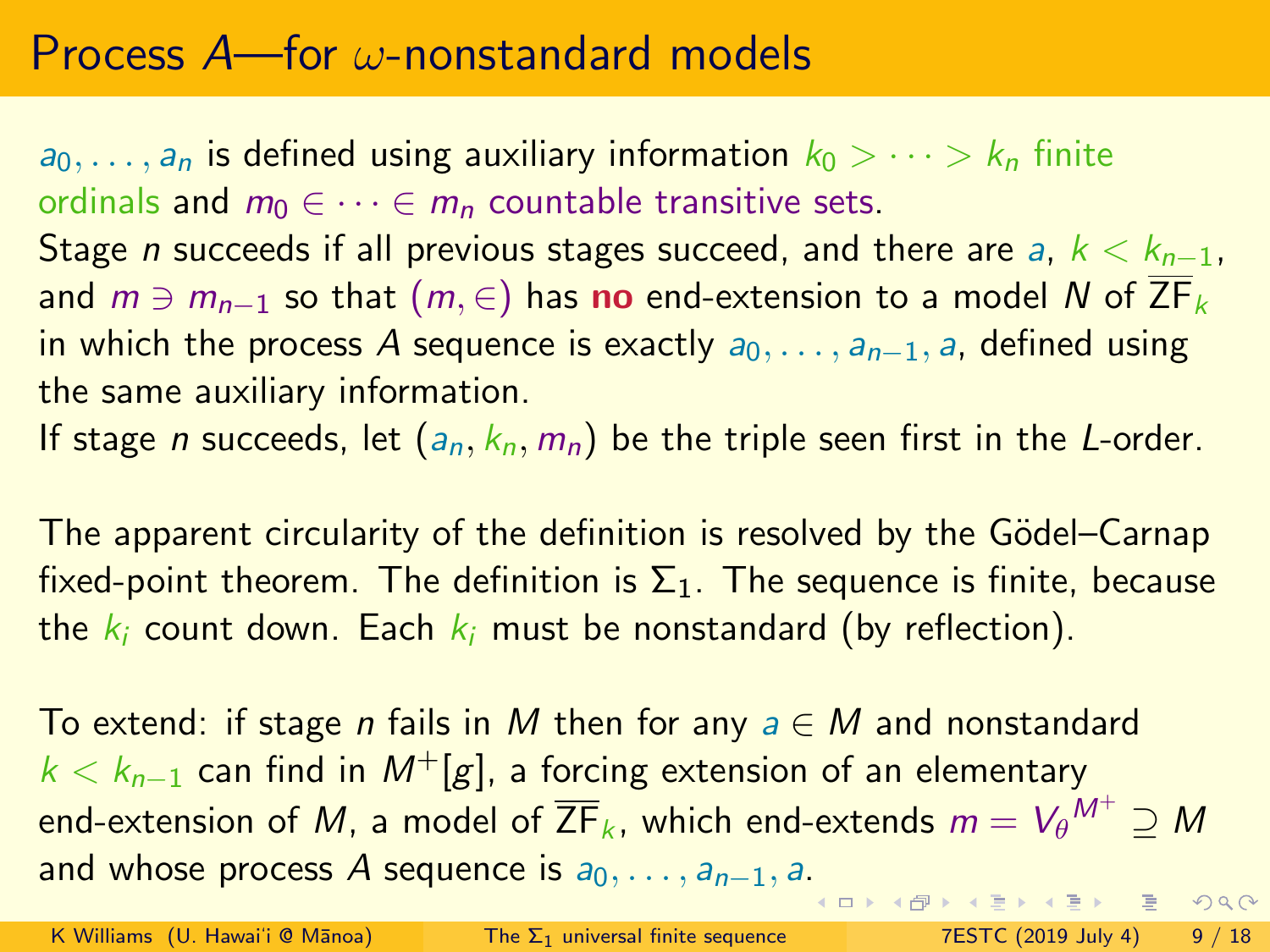# Process $A$—for $\omega$-nonstandard models

$a_0, \ldots, a_n$ is defined using auxiliary information $k_0 > \cdots > k_n$ finite ordinals and $m_0 \in \cdots \in m_n$ countable transitive sets.

Stage $n$ succeeds if all previous stages succeed, and there are $a$, $k < k_{n-1}$, and $m \ni m_{n-1}$ so that $(m, \in)$ has **no** end-extension to a model $N$ of $\overline{\mathsf{ZF}}_k$ in which the process $A$ sequence is exactly $a_0, \ldots, a_{n-1}, a$, defined using the same auxiliary information.

If stage $n$ succeeds, let $(a_n, k_n, m_n)$ be the triple seen first in the $L$-order.

The apparent circularity of the definition is resolved by the Gödel–Carnap fixed-point theorem. The definition is $\Sigma_1$. The sequence is finite, because the $k_i$ count down. Each $k_i$ must be nonstandard (by reflection).

To extend: if stage $n$ fails in $M$ then for any $a \in M$ and nonstandard $k < k_{n-1}$ can find in $M^+[g]$, a forcing extension of an elementary end-extension of $M$, a model of $\overline{\mathsf{ZF}}_k$, which end-extends $m = {V_\theta}^{M^+} \supseteq M$ and whose process $A$ sequence is $a_0, \ldots, a_{n-1}, a$.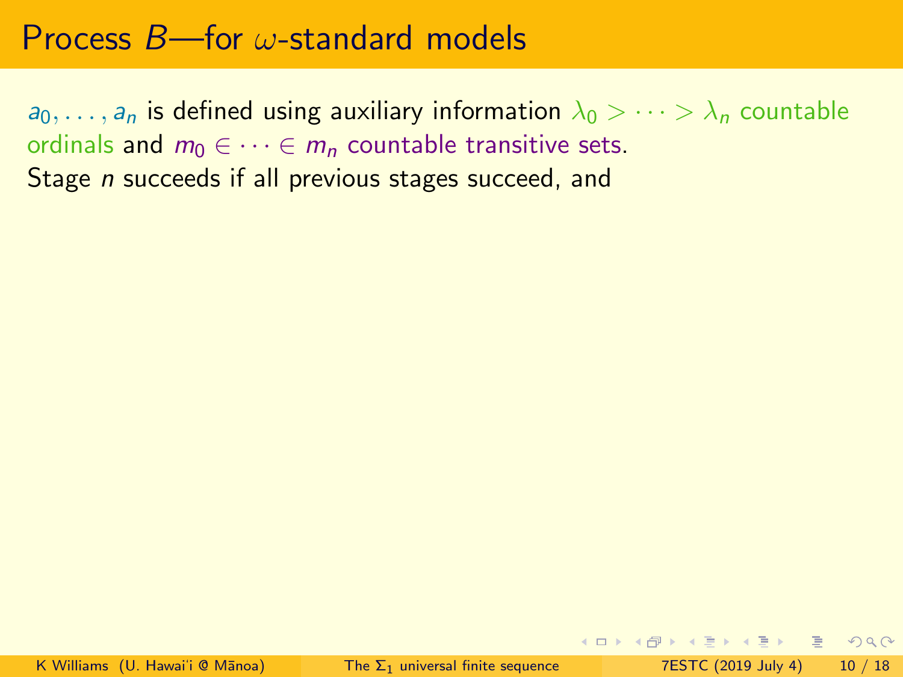# Process $B$—for $\omega$-standard models

$a_0, \ldots, a_n$ is defined using auxiliary information $\lambda_0 > \cdots > \lambda_n$ countable ordinals and $m_0 \in \cdots \in m_n$ countable transitive sets.
Stage $n$ succeeds if all previous stages succeed, and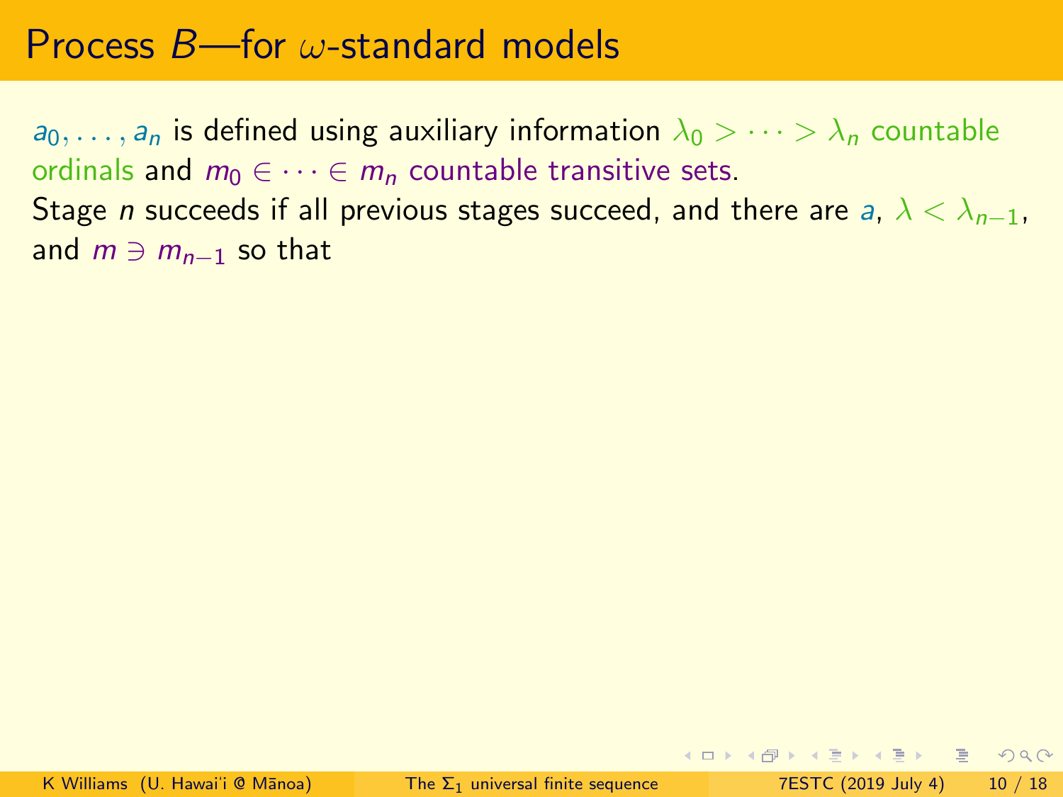# Process $B$—for $\omega$-standard models

$a_0, \ldots, a_n$ is defined using auxiliary information $\lambda_0 > \cdots > \lambda_n$ countable ordinals and $m_0 \in \cdots \in m_n$ countable transitive sets.

Stage $n$ succeeds if all previous stages succeed, and there are $a$, $\lambda < \lambda_{n-1}$, and $m \ni m_{n-1}$ so that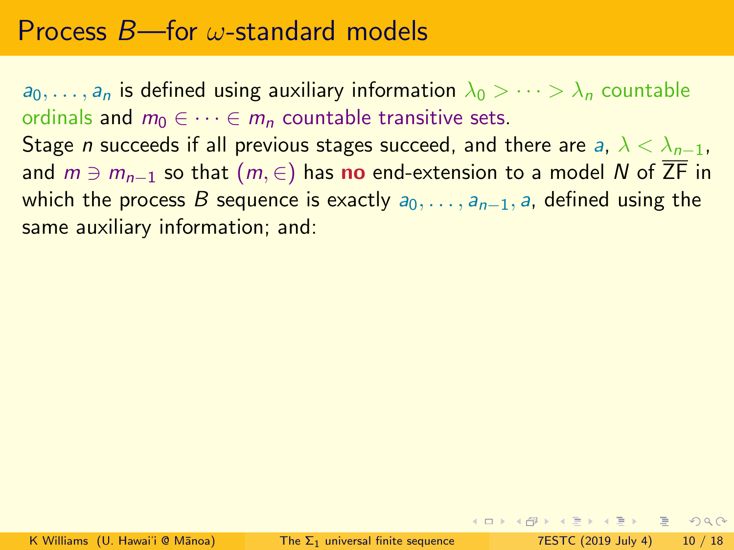# Process $B$—for $\omega$-standard models

$a_0, \ldots, a_n$ is defined using auxiliary information $\lambda_0 > \cdots > \lambda_n$ countable ordinals and $m_0 \in \cdots \in m_n$ countable transitive sets.

Stage $n$ succeeds if all previous stages succeed, and there are $a$, $\lambda < \lambda_{n-1}$, and $m \ni m_{n-1}$ so that $(m, \in)$ has **no** end-extension to a model $N$ of $\overline{\mathsf{ZF}}$ in which the process $B$ sequence is exactly $a_0, \ldots, a_{n-1}, a$, defined using the same auxiliary information; and: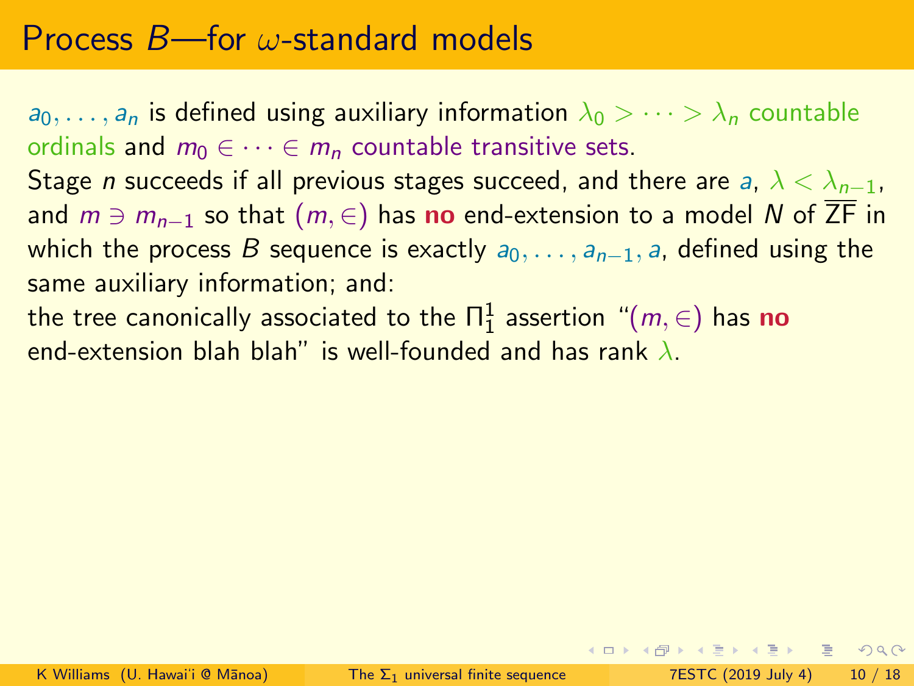# Process $B$—for $\omega$-standard models

$a_0, \ldots, a_n$ is defined using auxiliary information $\lambda_0 > \cdots > \lambda_n$ countable ordinals and $m_0 \in \cdots \in m_n$ countable transitive sets.

Stage $n$ succeeds if all previous stages succeed, and there are $a$, $\lambda < \lambda_{n-1}$, and $m \ni m_{n-1}$ so that $(m, \in)$ has **no** end-extension to a model $N$ of $\overline{\text{ZF}}$ in which the process $B$ sequence is exactly $a_0, \ldots, a_{n-1}, a$, defined using the same auxiliary information; and:

the tree canonically associated to the $\Pi^1_1$ assertion "$(m, \in)$ has **no** end-extension blah blah" is well-founded and has rank $\lambda$.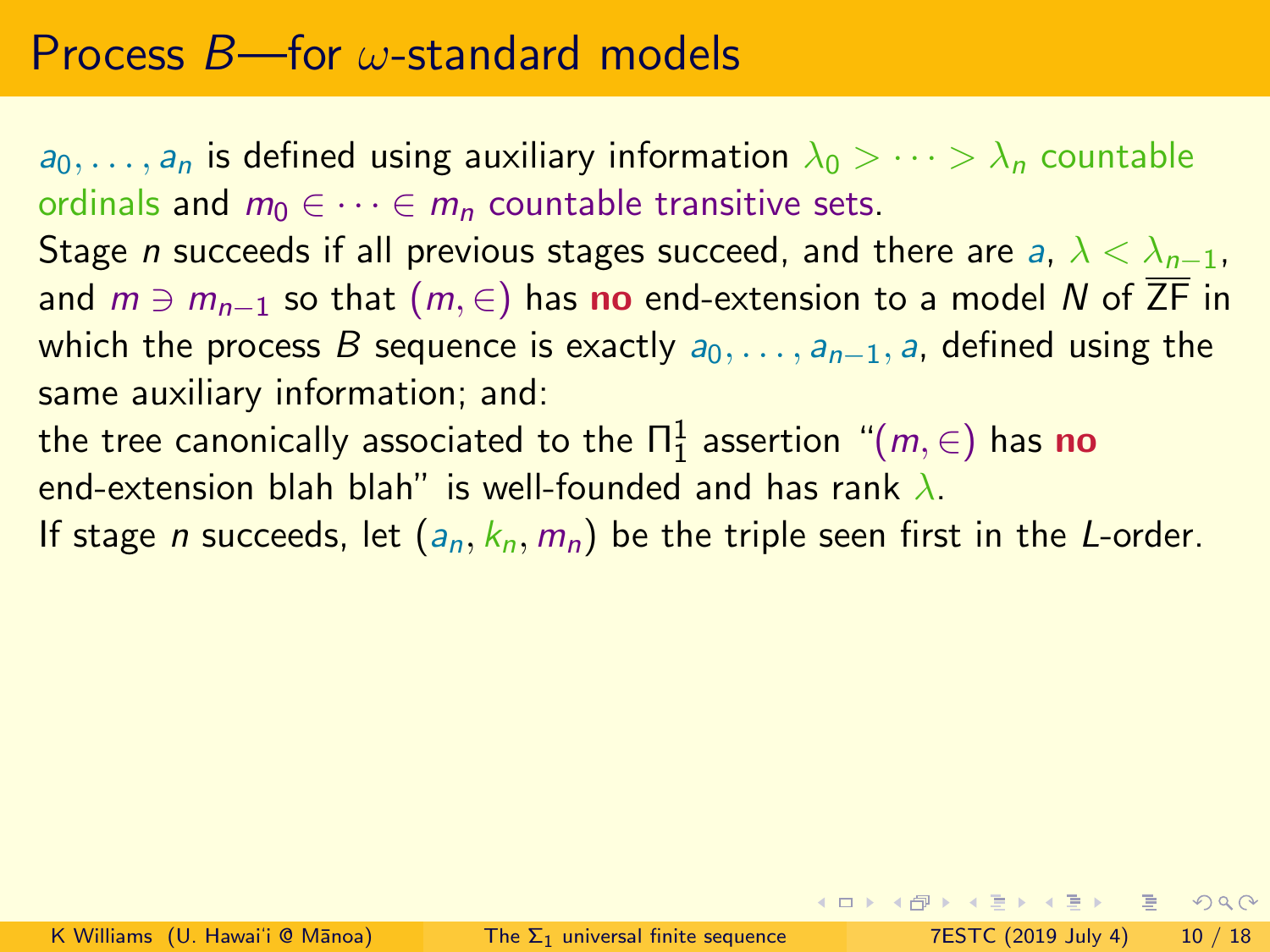# Process $B$—for $\omega$-standard models

$a_0, \dots, a_n$ is defined using auxiliary information $\lambda_0 > \cdots > \lambda_n$ countable ordinals and $m_0 \in \cdots \in m_n$ countable transitive sets.

Stage $n$ succeeds if all previous stages succeed, and there are $a$, $\lambda < \lambda_{n-1}$, and $m \ni m_{n-1}$ so that $(m, \in)$ has **no** end-extension to a model $N$ of $\overline{\mathrm{ZF}}$ in which the process $B$ sequence is exactly $a_0, \dots, a_{n-1}, a$, defined using the same auxiliary information; and:

the tree canonically associated to the $\Pi^1_1$ assertion "$(m, \in)$ has **no** end-extension blah blah" is well-founded and has rank $\lambda$.

If stage $n$ succeeds, let $(a_n, k_n, m_n)$ be the triple seen first in the $L$-order.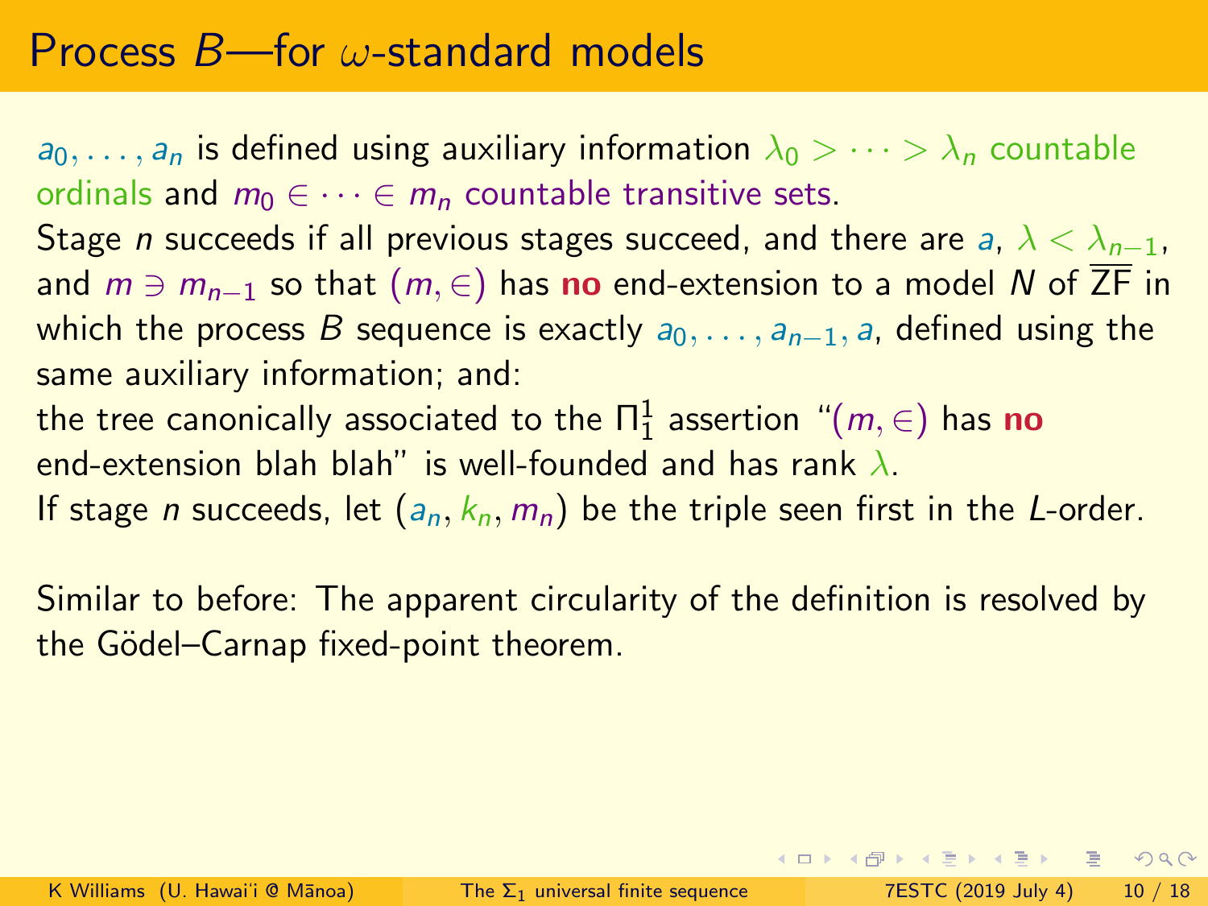# Process $B$—for $\omega$-standard models

$a_0, \ldots, a_n$ is defined using auxiliary information $\lambda_0 > \cdots > \lambda_n$ countable ordinals and $m_0 \in \cdots \in m_n$ countable transitive sets.

Stage $n$ succeeds if all previous stages succeed, and there are $a$, $\lambda < \lambda_{n-1}$, and $m \ni m_{n-1}$ so that $(m, \in)$ has **no** end-extension to a model $N$ of $\overline{\mathsf{ZF}}$ in which the process $B$ sequence is exactly $a_0, \ldots, a_{n-1}, a$, defined using the same auxiliary information; and:

the tree canonically associated to the $\Pi^1_1$ assertion "$(m, \in)$ has **no** end-extension blah blah" is well-founded and has rank $\lambda$.

If stage $n$ succeeds, let $(a_n, k_n, m_n)$ be the triple seen first in the $L$-order.

Similar to before: The apparent circularity of the definition is resolved by the Gödel–Carnap fixed-point theorem.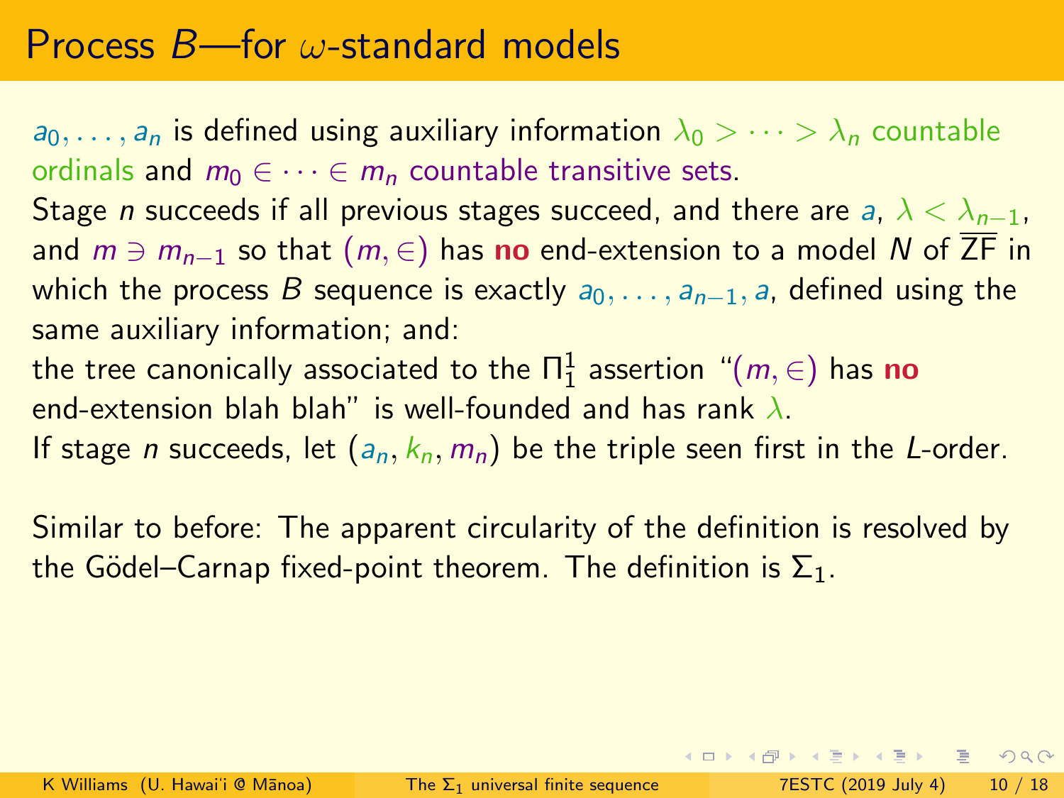# Process $B$—for $\omega$-standard models

$a_0, \ldots, a_n$ is defined using auxiliary information $\lambda_0 > \cdots > \lambda_n$ countable ordinals and $m_0 \in \cdots \in m_n$ countable transitive sets.

Stage $n$ succeeds if all previous stages succeed, and there are $a$, $\lambda < \lambda_{n-1}$, and $m \ni m_{n-1}$ so that $(m, \in)$ has **no** end-extension to a model $N$ of $\overline{\mathsf{ZF}}$ in which the process $B$ sequence is exactly $a_0, \ldots, a_{n-1}, a$, defined using the same auxiliary information; and:

the tree canonically associated to the $\Pi^1_1$ assertion "$(m, \in)$ has **no** end-extension blah blah" is well-founded and has rank $\lambda$.

If stage $n$ succeeds, let $(a_n, k_n, m_n)$ be the triple seen first in the $L$-order.

Similar to before: The apparent circularity of the definition is resolved by the Gödel–Carnap fixed-point theorem. The definition is $\Sigma_1$.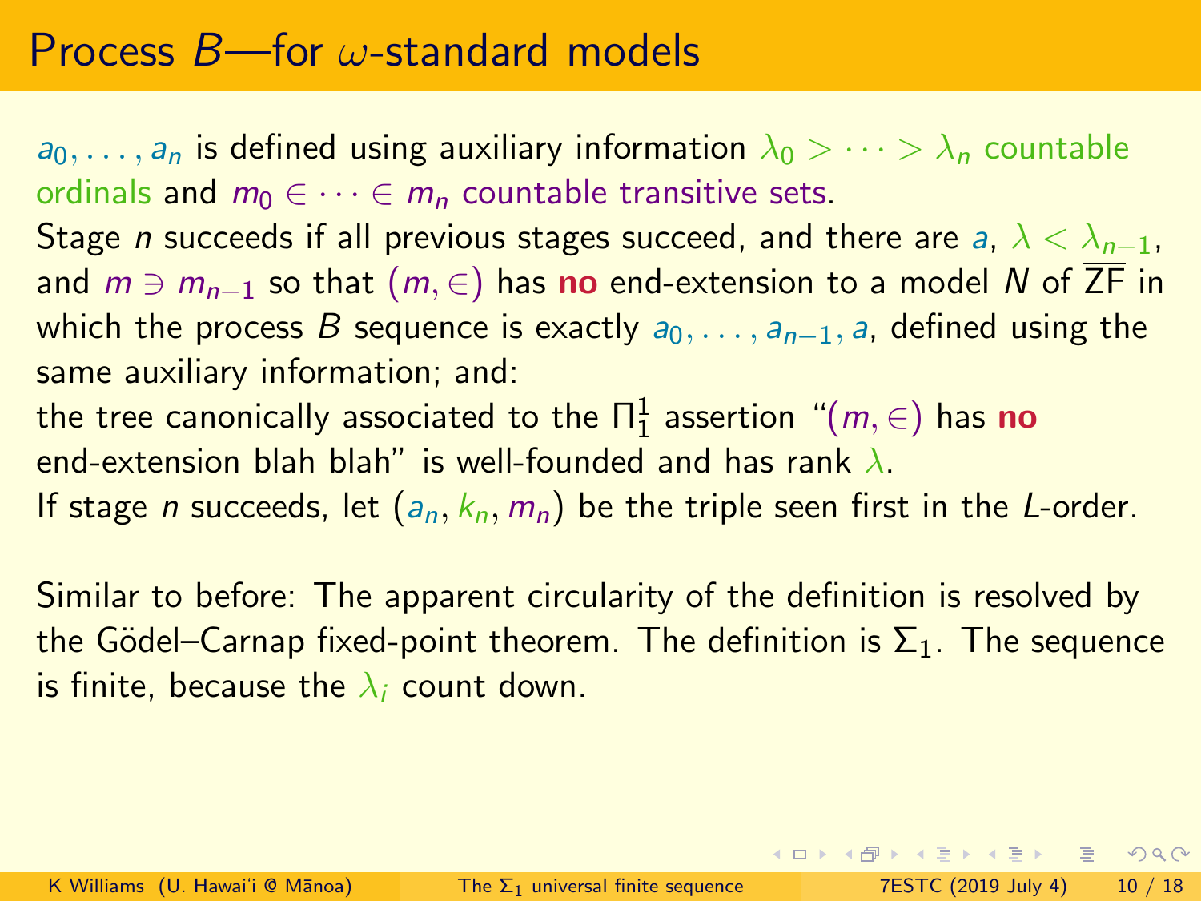# Process $B$—for $\omega$-standard models

$a_0, \ldots, a_n$ is defined using auxiliary information $\lambda_0 > \cdots > \lambda_n$ countable ordinals and $m_0 \in \cdots \in m_n$ countable transitive sets.

Stage $n$ succeeds if all previous stages succeed, and there are $a$, $\lambda < \lambda_{n-1}$, and $m \ni m_{n-1}$ so that $(m, \in)$ has **no** end-extension to a model $N$ of $\overline{\text{ZF}}$ in which the process $B$ sequence is exactly $a_0, \ldots, a_{n-1}, a$, defined using the same auxiliary information; and:

the tree canonically associated to the $\Pi^1_1$ assertion "$(m, \in)$ has **no** end-extension blah blah" is well-founded and has rank $\lambda$.

If stage $n$ succeeds, let $(a_n, k_n, m_n)$ be the triple seen first in the $L$-order.

Similar to before: The apparent circularity of the definition is resolved by the Gödel–Carnap fixed-point theorem. The definition is $\Sigma_1$. The sequence is finite, because the $\lambda_i$ count down.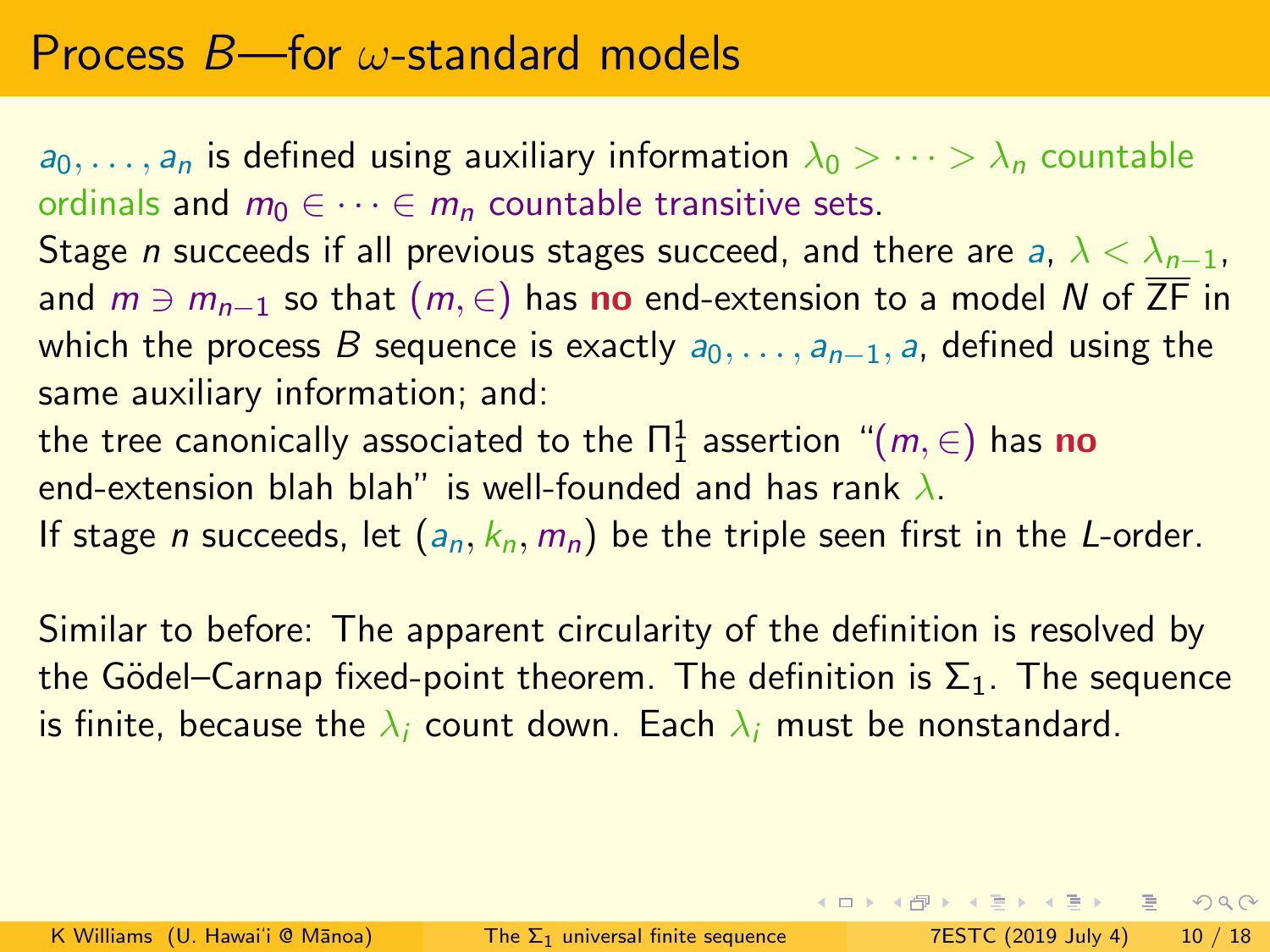# Process $B$—for $\omega$-standard models

$a_0, \ldots, a_n$ is defined using auxiliary information $\lambda_0 > \cdots > \lambda_n$ countable ordinals and $m_0 \in \cdots \in m_n$ countable transitive sets.

Stage $n$ succeeds if all previous stages succeed, and there are $a$, $\lambda < \lambda_{n-1}$, and $m \ni m_{n-1}$ so that $(m, \in)$ has **no** end-extension to a model $N$ of $\overline{\mathsf{ZF}}$ in which the process $B$ sequence is exactly $a_0, \ldots, a_{n-1}, a$, defined using the same auxiliary information; and:

the tree canonically associated to the $\Pi^1_1$ assertion "$(m, \in)$ has **no** end-extension blah blah" is well-founded and has rank $\lambda$.

If stage $n$ succeeds, let $(a_n, k_n, m_n)$ be the triple seen first in the $L$-order.

Similar to before: The apparent circularity of the definition is resolved by the Gödel–Carnap fixed-point theorem. The definition is $\Sigma_1$. The sequence is finite, because the $\lambda_i$ count down. Each $\lambda_i$ must be nonstandard.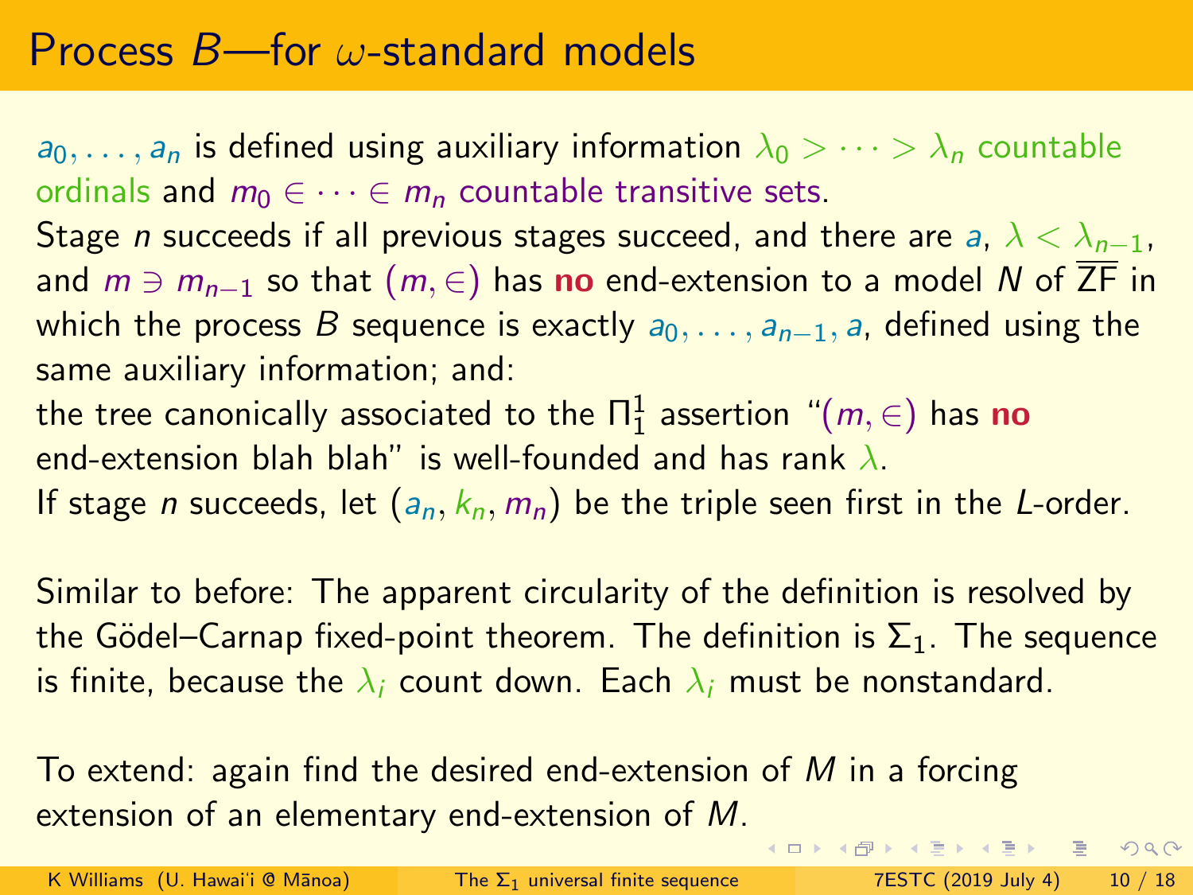# Process $B$—for $\omega$-standard models

$a_0, \ldots, a_n$ is defined using auxiliary information $\lambda_0 > \cdots > \lambda_n$ countable ordinals and $m_0 \in \cdots \in m_n$ countable transitive sets.

Stage $n$ succeeds if all previous stages succeed, and there are $a$, $\lambda < \lambda_{n-1}$, and $m \ni m_{n-1}$ so that $(m, \in)$ has **no** end-extension to a model $N$ of $\overline{\text{ZF}}$ in which the process $B$ sequence is exactly $a_0, \ldots, a_{n-1}, a$, defined using the same auxiliary information; and:

the tree canonically associated to the $\Pi^1_1$ assertion "$(m, \in)$ has **no** end-extension blah blah" is well-founded and has rank $\lambda$.

If stage $n$ succeeds, let $(a_n, k_n, m_n)$ be the triple seen first in the $L$-order.

Similar to before: The apparent circularity of the definition is resolved by the Gödel–Carnap fixed-point theorem. The definition is $\Sigma_1$. The sequence is finite, because the $\lambda_i$ count down. Each $\lambda_i$ must be nonstandard.

To extend: again find the desired end-extension of $M$ in a forcing extension of an elementary end-extension of $M$.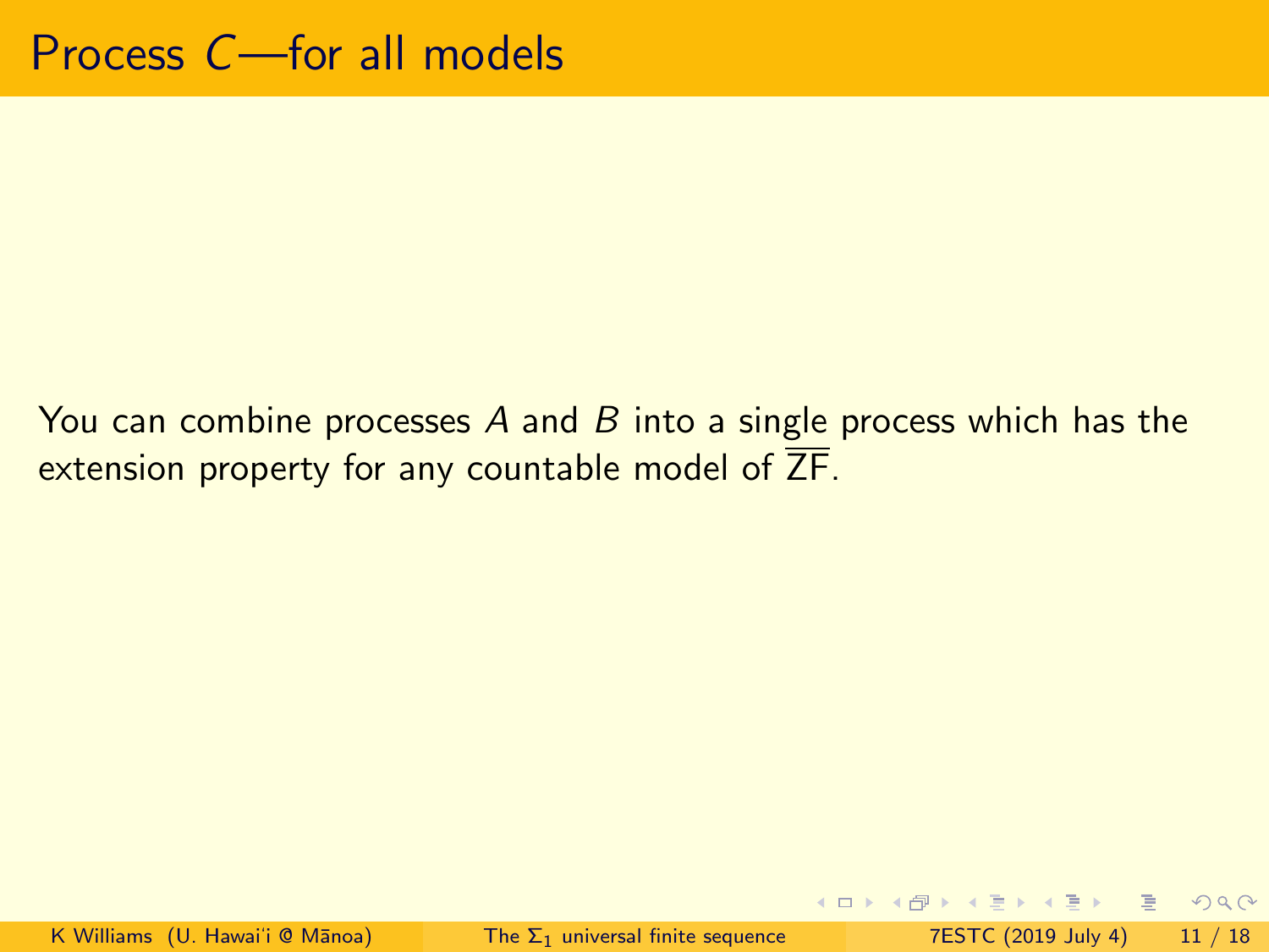# Process $C$—for all models

You can combine processes $A$ and $B$ into a single process which has the extension property for any countable model of $\overline{\mathsf{ZF}}$.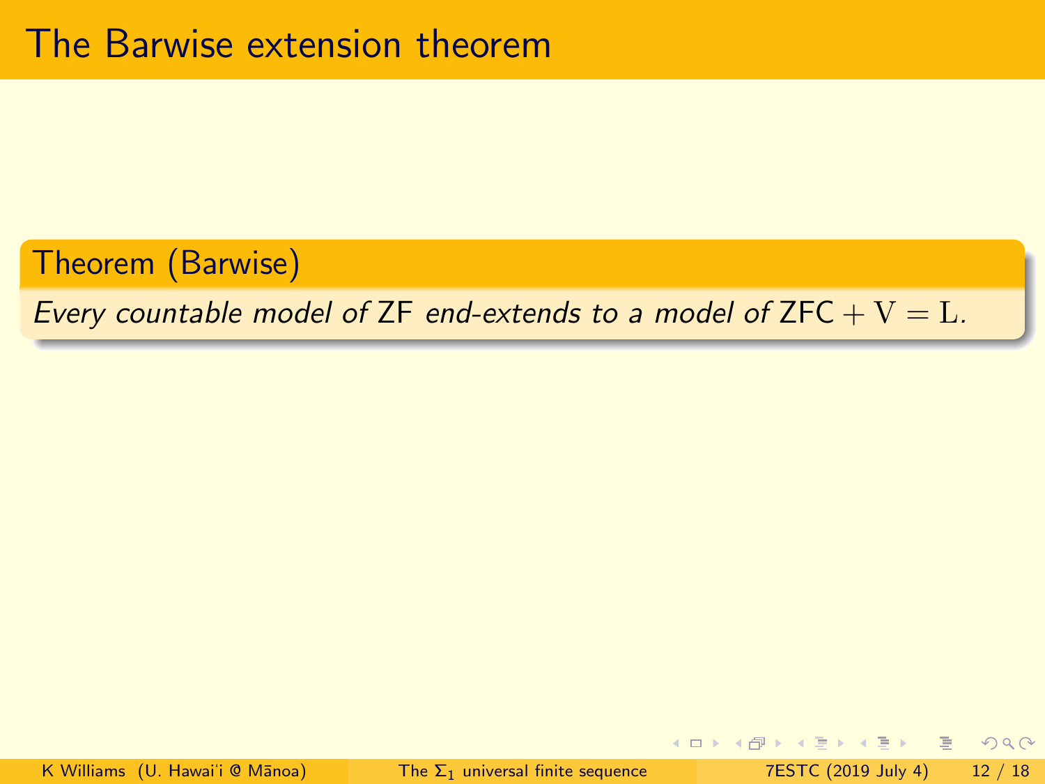# The Barwise extension theorem

**Theorem (Barwise)**

*Every countable model of* ZF *end-extends to a model of* $\mathsf{ZFC} + \mathrm{V} = \mathrm{L}$.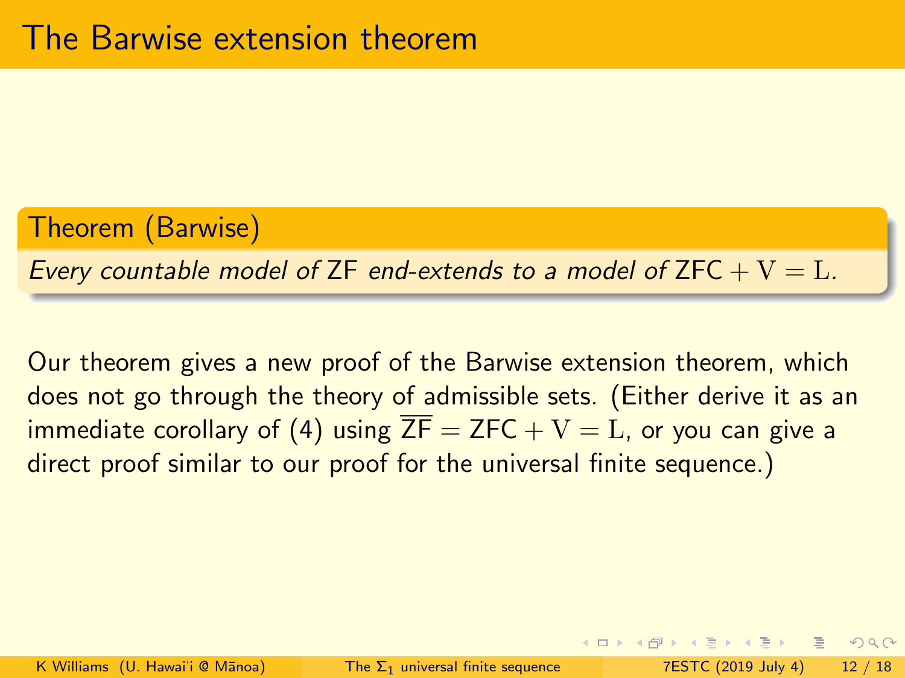# The Barwise extension theorem

**Theorem (Barwise)**

*Every countable model of* ZF *end-extends to a model of* $\mathsf{ZFC} + \mathrm{V} = \mathrm{L}$.

Our theorem gives a new proof of the Barwise extension theorem, which does not go through the theory of admissible sets. (Either derive it as an immediate corollary of (4) using $\overline{\mathsf{ZF}} = \mathsf{ZFC} + \mathrm{V} = \mathrm{L}$, or you can give a direct proof similar to our proof for the universal finite sequence.)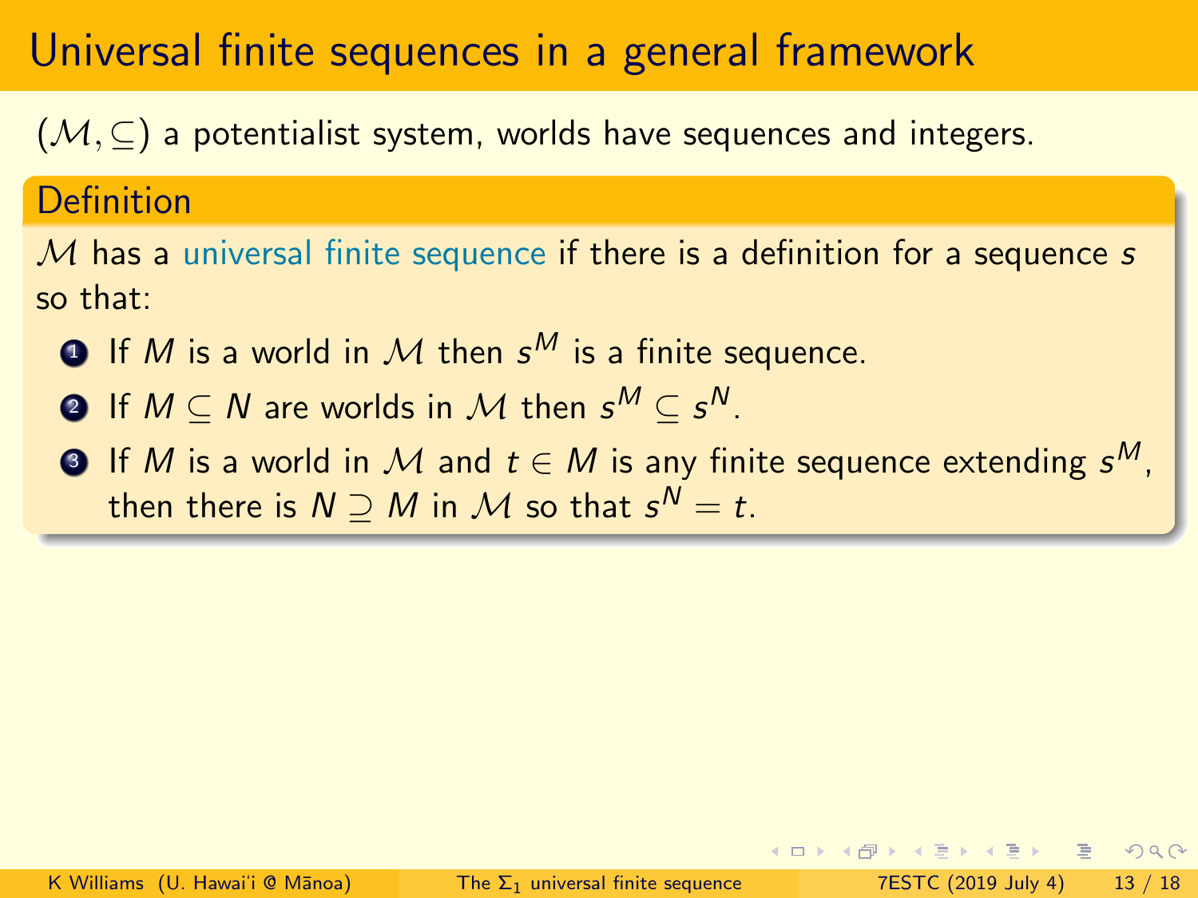# Universal finite sequences in a general framework

$(\mathcal{M}, \subseteq)$ a potentialist system, worlds have sequences and integers.

**Definition**

$\mathcal{M}$ has a universal finite sequence if there is a definition for a sequence $s$ so that:

1. If $M$ is a world in $\mathcal{M}$ then $s^M$ is a finite sequence.
2. If $M \subseteq N$ are worlds in $\mathcal{M}$ then $s^M \subseteq s^N$.
3. If $M$ is a world in $\mathcal{M}$ and $t \in M$ is any finite sequence extending $s^M$, then there is $N \supseteq M$ in $\mathcal{M}$ so that $s^N = t$.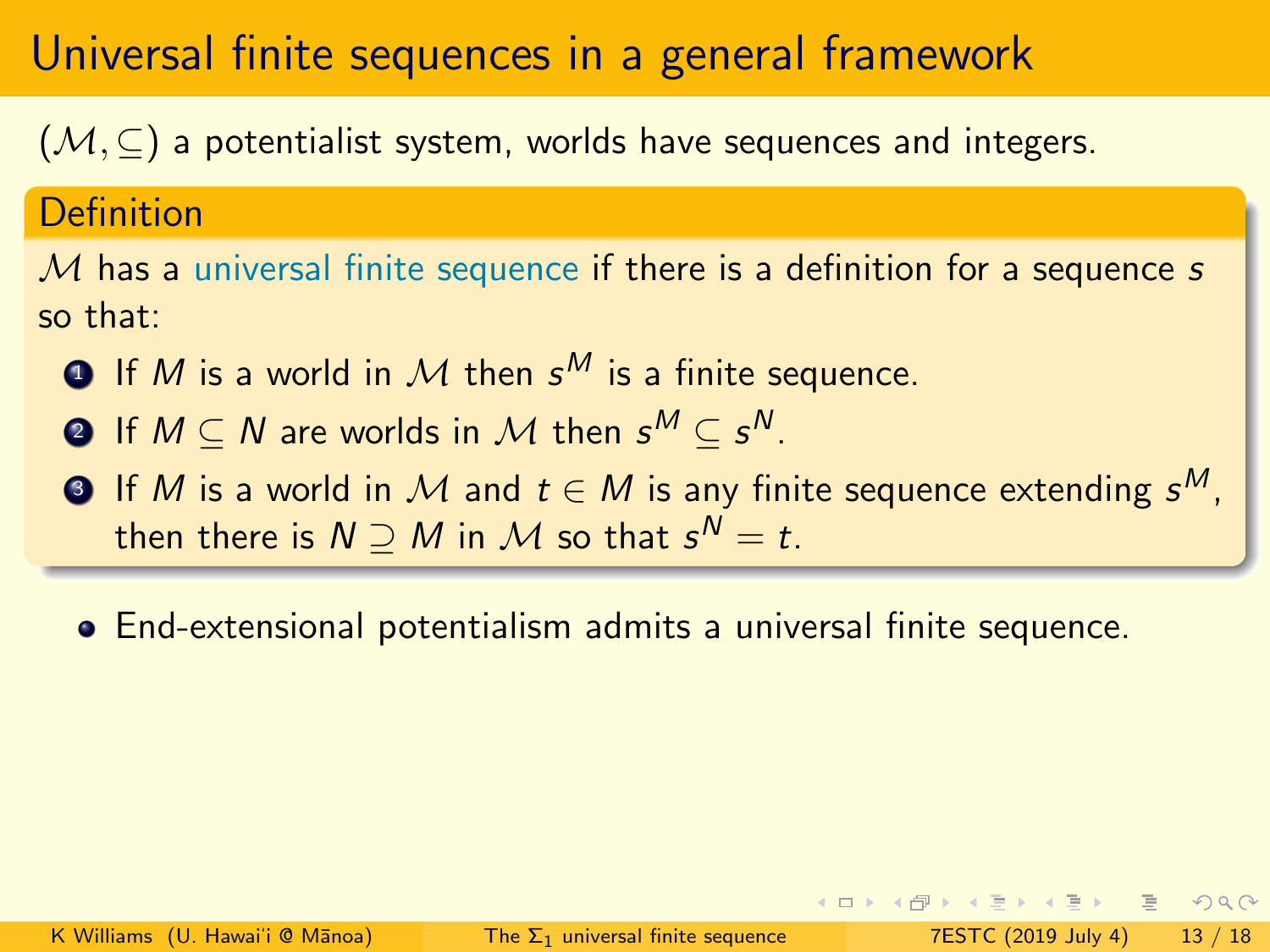# Universal finite sequences in a general framework

$(\mathcal{M}, \subseteq)$ a potentialist system, worlds have sequences and integers.

**Definition**

$\mathcal{M}$ has a universal finite sequence if there is a definition for a sequence $s$ so that:

1. If $M$ is a world in $\mathcal{M}$ then $s^M$ is a finite sequence.
2. If $M \subseteq N$ are worlds in $\mathcal{M}$ then $s^M \subseteq s^N$.
3. If $M$ is a world in $\mathcal{M}$ and $t \in M$ is any finite sequence extending $s^M$, then there is $N \supseteq M$ in $\mathcal{M}$ so that $s^N = t$.

- End-extensional potentialism admits a universal finite sequence.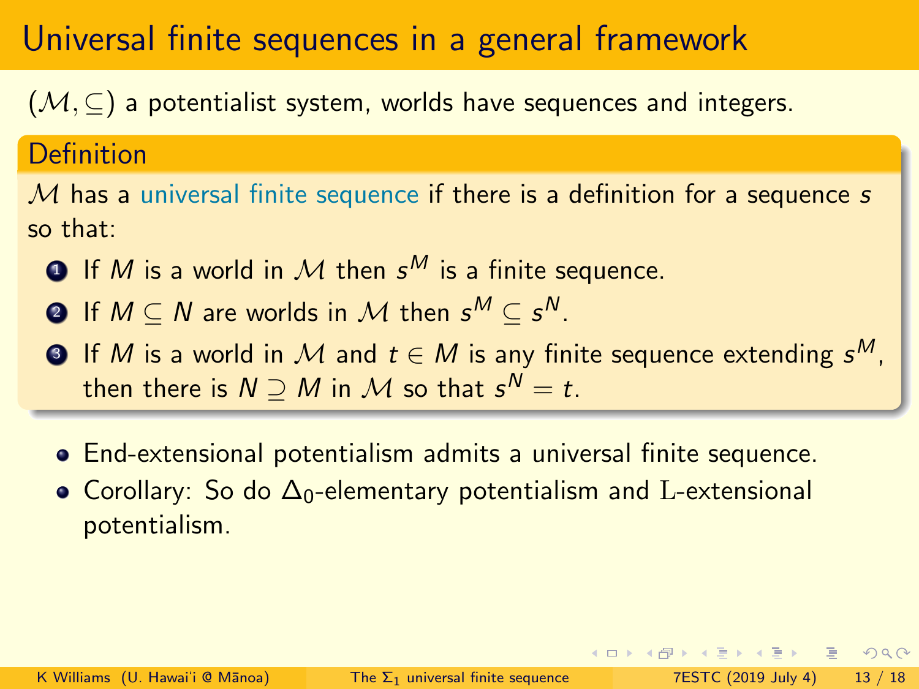# Universal finite sequences in a general framework

$(\mathcal{M}, \subseteq)$ a potentialist system, worlds have sequences and integers.

**Definition**

$\mathcal{M}$ has a universal finite sequence if there is a definition for a sequence $s$ so that:

1. If $M$ is a world in $\mathcal{M}$ then $s^M$ is a finite sequence.
2. If $M \subseteq N$ are worlds in $\mathcal{M}$ then $s^M \subseteq s^N$.
3. If $M$ is a world in $\mathcal{M}$ and $t \in M$ is any finite sequence extending $s^M$, then there is $N \supseteq M$ in $\mathcal{M}$ so that $s^N = t$.

- End-extensional potentialism admits a universal finite sequence.
- Corollary: So do $\Delta_0$-elementary potentialism and $\mathrm{L}$-extensional potentialism.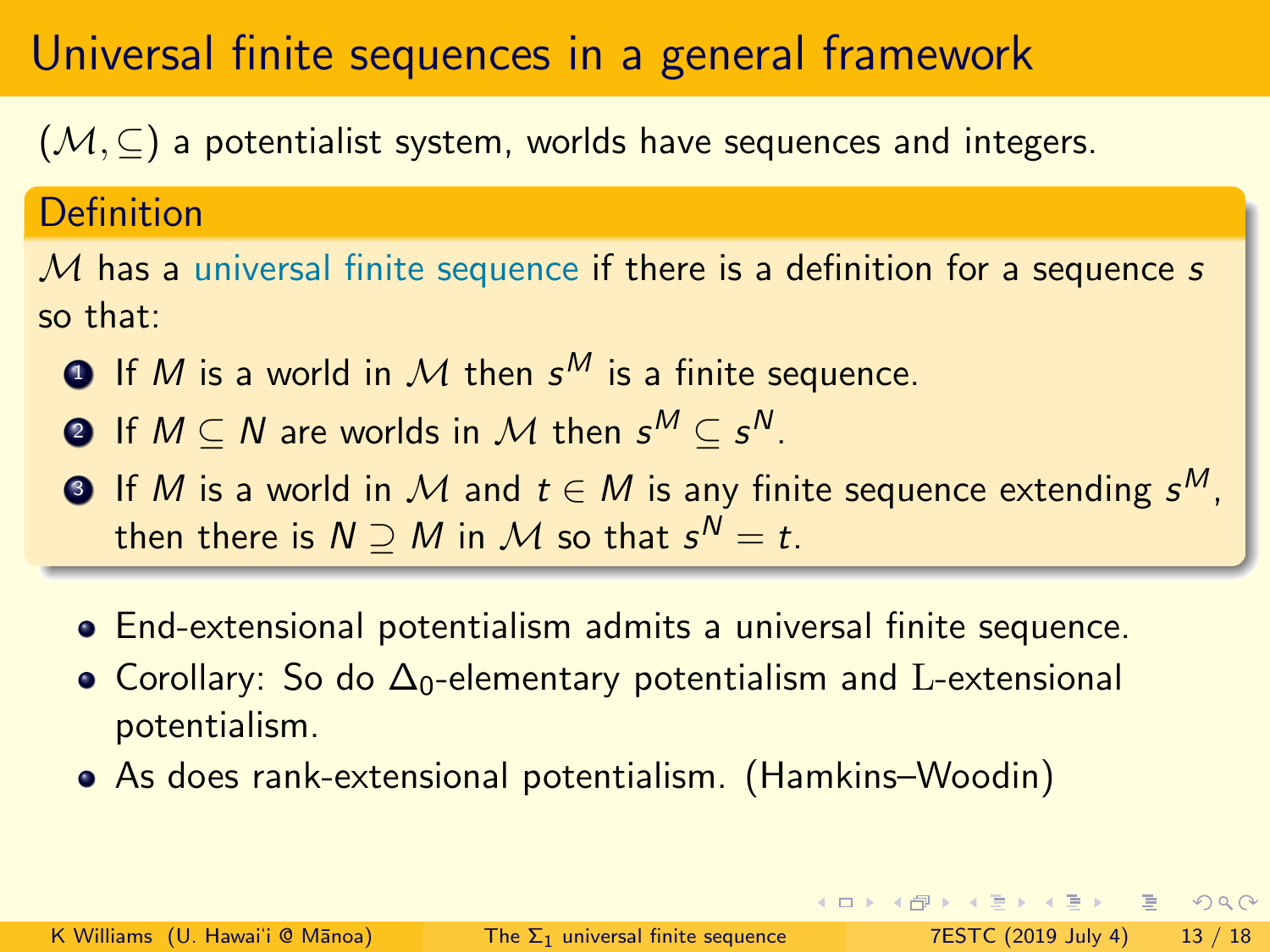# Universal finite sequences in a general framework

$(\mathcal{M}, \subseteq)$ a potentialist system, worlds have sequences and integers.

**Definition**

$\mathcal{M}$ has a universal finite sequence if there is a definition for a sequence $s$ so that:

1. If $M$ is a world in $\mathcal{M}$ then $s^M$ is a finite sequence.
2. If $M \subseteq N$ are worlds in $\mathcal{M}$ then $s^M \subseteq s^N$.
3. If $M$ is a world in $\mathcal{M}$ and $t \in M$ is any finite sequence extending $s^M$, then there is $N \supseteq M$ in $\mathcal{M}$ so that $s^N = t$.

- End-extensional potentialism admits a universal finite sequence.
- Corollary: So do $\Delta_0$-elementary potentialism and $\mathrm{L}$-extensional potentialism.
- As does rank-extensional potentialism. (Hamkins–Woodin)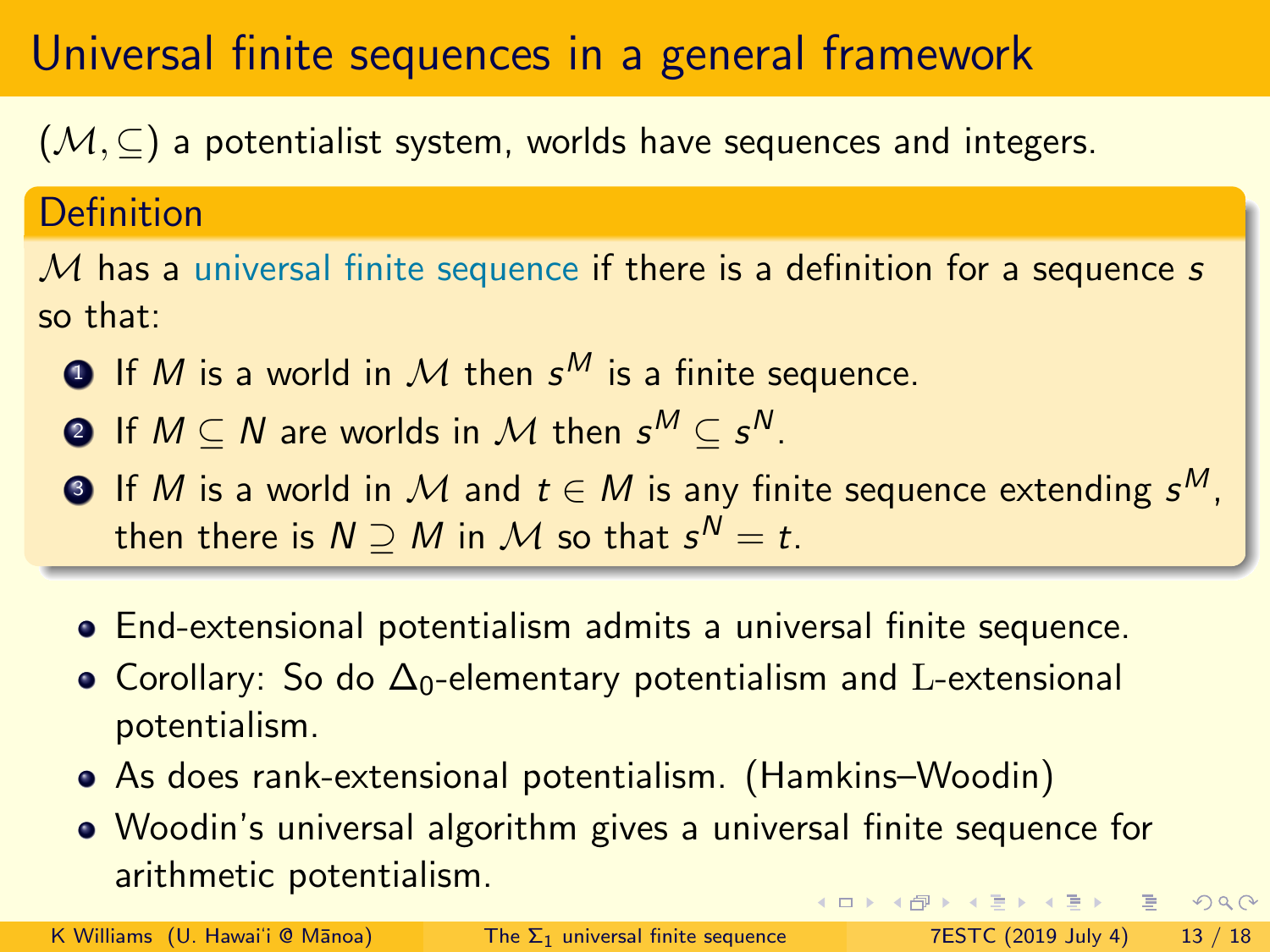# Universal finite sequences in a general framework

$(\mathcal{M}, \subseteq)$ a potentialist system, worlds have sequences and integers.

**Definition**

$\mathcal{M}$ has a universal finite sequence if there is a definition for a sequence $s$ so that:

1. If $M$ is a world in $\mathcal{M}$ then $s^M$ is a finite sequence.
2. If $M \subseteq N$ are worlds in $\mathcal{M}$ then $s^M \subseteq s^N$.
3. If $M$ is a world in $\mathcal{M}$ and $t \in M$ is any finite sequence extending $s^M$, then there is $N \supseteq M$ in $\mathcal{M}$ so that $s^N = t$.

- End-extensional potentialism admits a universal finite sequence.
- Corollary: So do $\Delta_0$-elementary potentialism and $\mathrm{L}$-extensional potentialism.
- As does rank-extensional potentialism. (Hamkins–Woodin)
- Woodin's universal algorithm gives a universal finite sequence for arithmetic potentialism.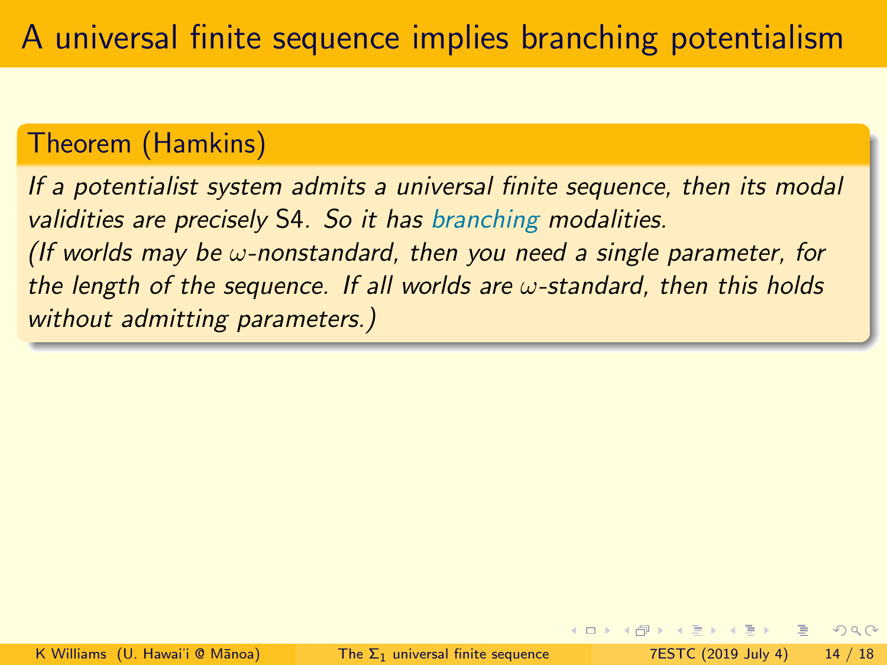# A universal finite sequence implies branching potentialism

**Theorem (Hamkins)**

*If a potentialist system admits a universal finite sequence, then its modal validities are precisely* S4*. So it has branching modalities.*
*(If worlds may be $\omega$-nonstandard, then you need a single parameter, for the length of the sequence. If all worlds are $\omega$-standard, then this holds without admitting parameters.)*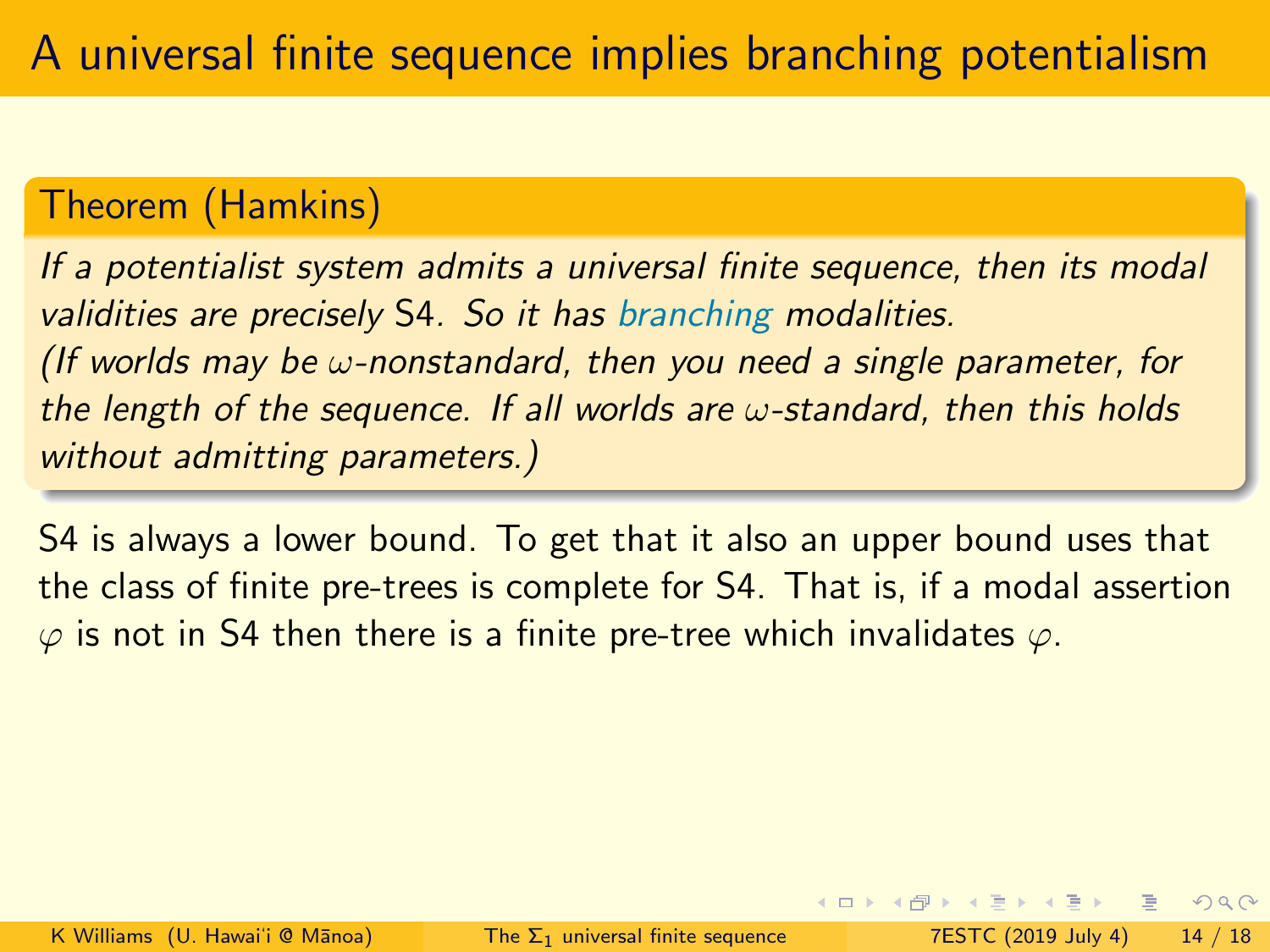# A universal finite sequence implies branching potentialism

**Theorem (Hamkins)**

*If a potentialist system admits a universal finite sequence, then its modal validities are precisely S4. So it has branching modalities.*
*(If worlds may be $\omega$-nonstandard, then you need a single parameter, for the length of the sequence. If all worlds are $\omega$-standard, then this holds without admitting parameters.)*

S4 is always a lower bound. To get that it also an upper bound uses that the class of finite pre-trees is complete for S4. That is, if a modal assertion $\varphi$ is not in S4 then there is a finite pre-tree which invalidates $\varphi$.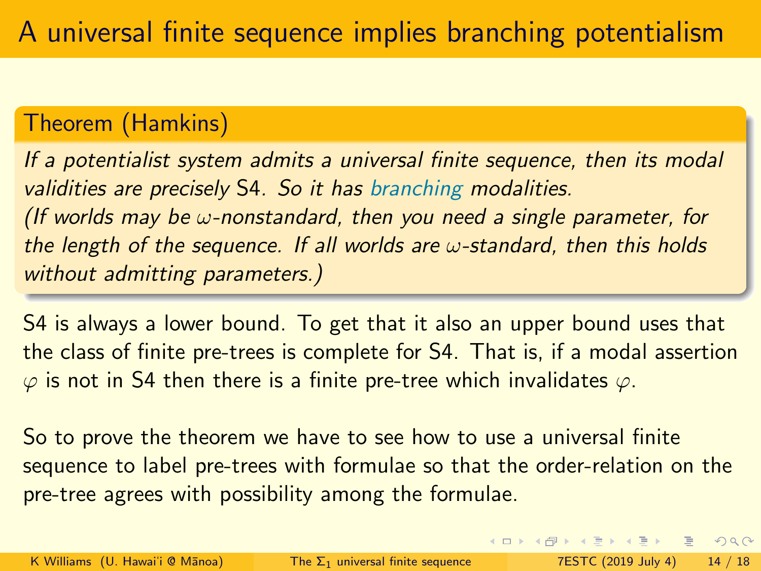# A universal finite sequence implies branching potentialism

**Theorem (Hamkins)**

*If a potentialist system admits a universal finite sequence, then its modal validities are precisely S4. So it has branching modalities.*
*(If worlds may be $\omega$-nonstandard, then you need a single parameter, for the length of the sequence. If all worlds are $\omega$-standard, then this holds without admitting parameters.)*

S4 is always a lower bound. To get that it also an upper bound uses that the class of finite pre-trees is complete for S4. That is, if a modal assertion $\varphi$ is not in S4 then there is a finite pre-tree which invalidates $\varphi$.

So to prove the theorem we have to see how to use a universal finite sequence to label pre-trees with formulae so that the order-relation on the pre-tree agrees with possibility among the formulae.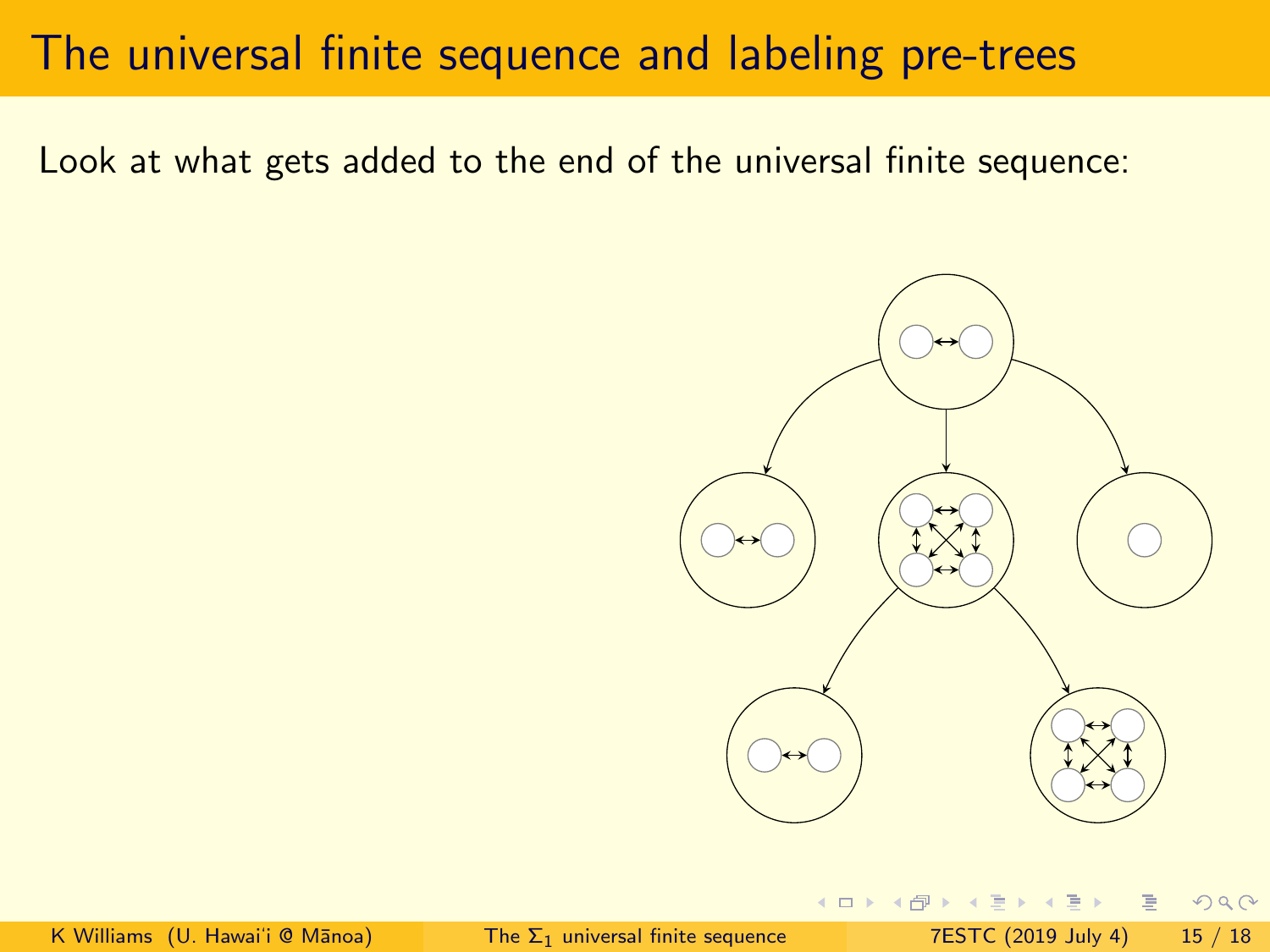# The universal finite sequence and labeling pre-trees

Look at what gets added to the end of the universal finite sequence: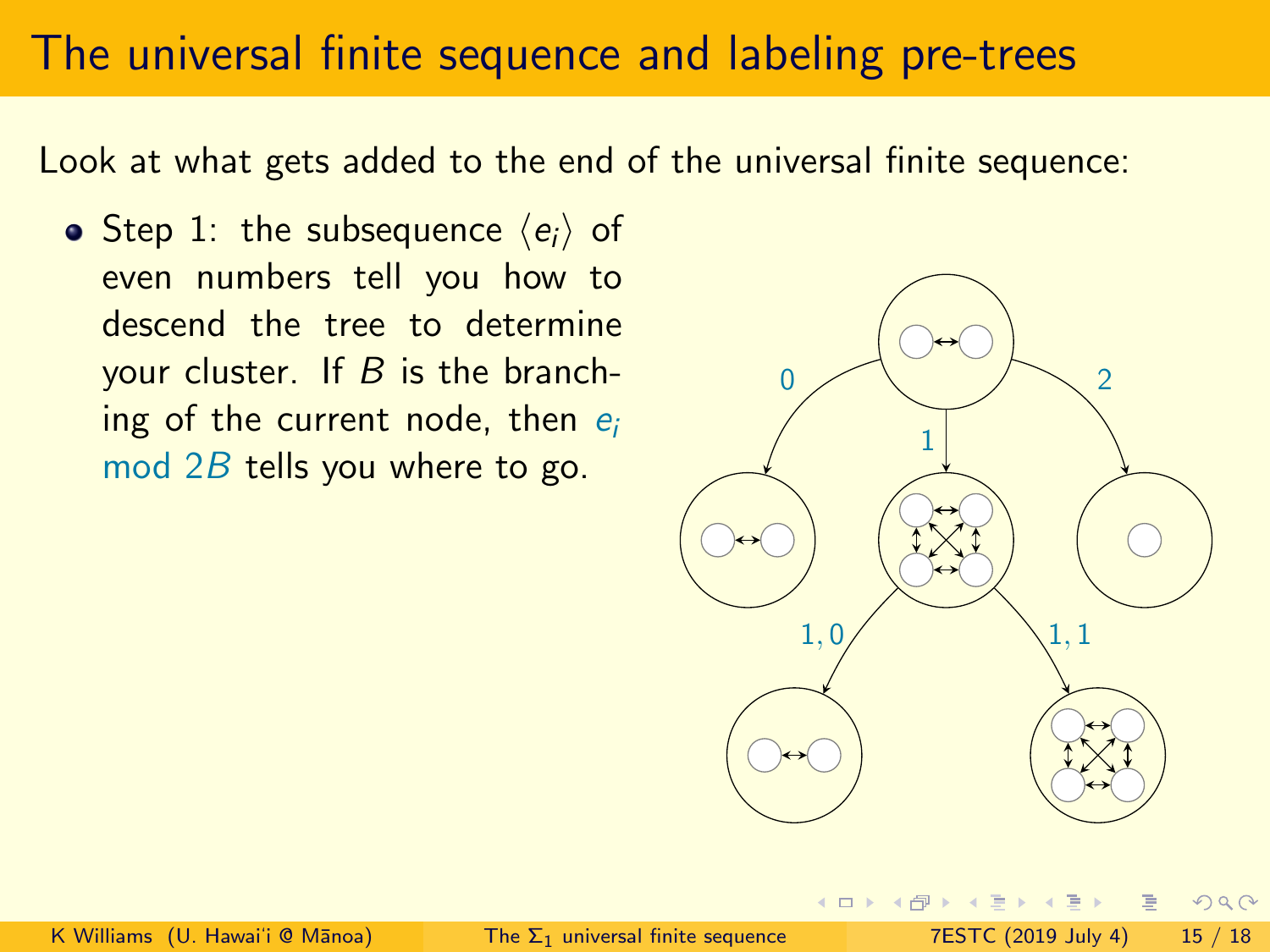# The universal finite sequence and labeling pre-trees

Look at what gets added to the end of the universal finite sequence:

- Step 1: the subsequence $\langle e_i \rangle$ of even numbers tell you how to descend the tree to determine your cluster. If $B$ is the branching of the current node, then $e_i \bmod 2B$ tells you where to go.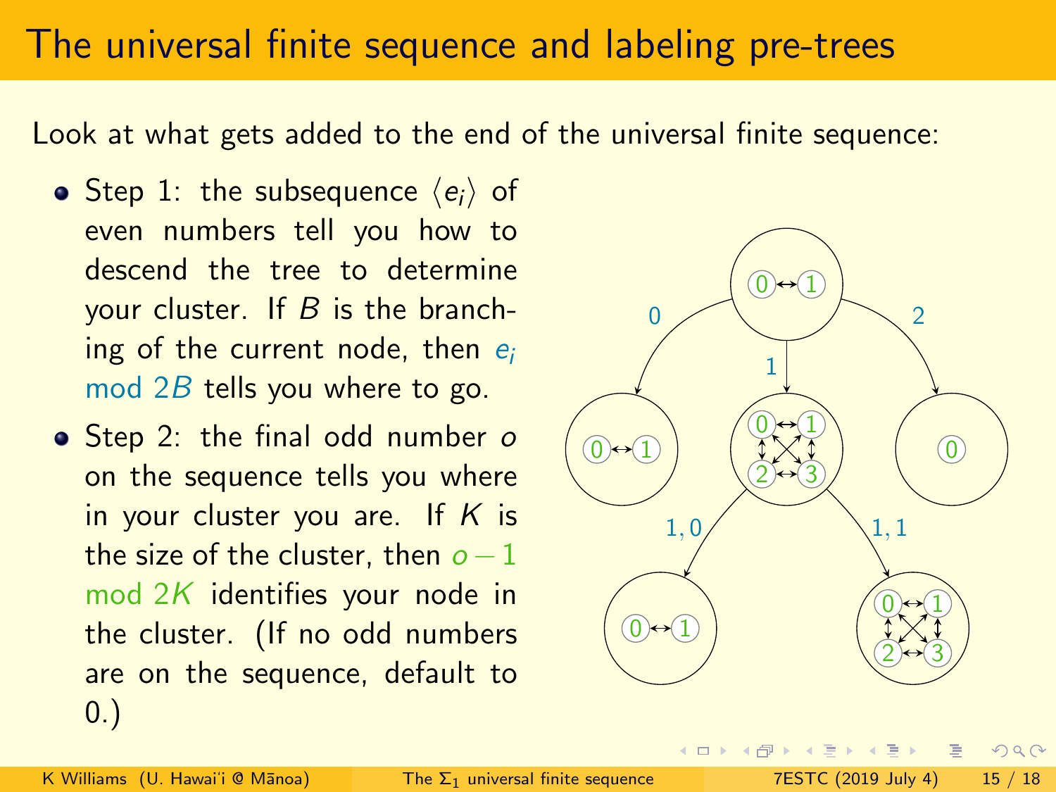# The universal finite sequence and labeling pre-trees

Look at what gets added to the end of the universal finite sequence:

- Step 1: the subsequence $\langle e_i \rangle$ of even numbers tell you how to descend the tree to determine your cluster. If $B$ is the branching of the current node, then $e_i \bmod 2B$ tells you where to go.
- Step 2: the final odd number $o$ on the sequence tells you where in your cluster you are. If $K$ is the size of the cluster, then $o - 1 \bmod 2K$ identifies your node in the cluster. (If no odd numbers are on the sequence, default to 0.)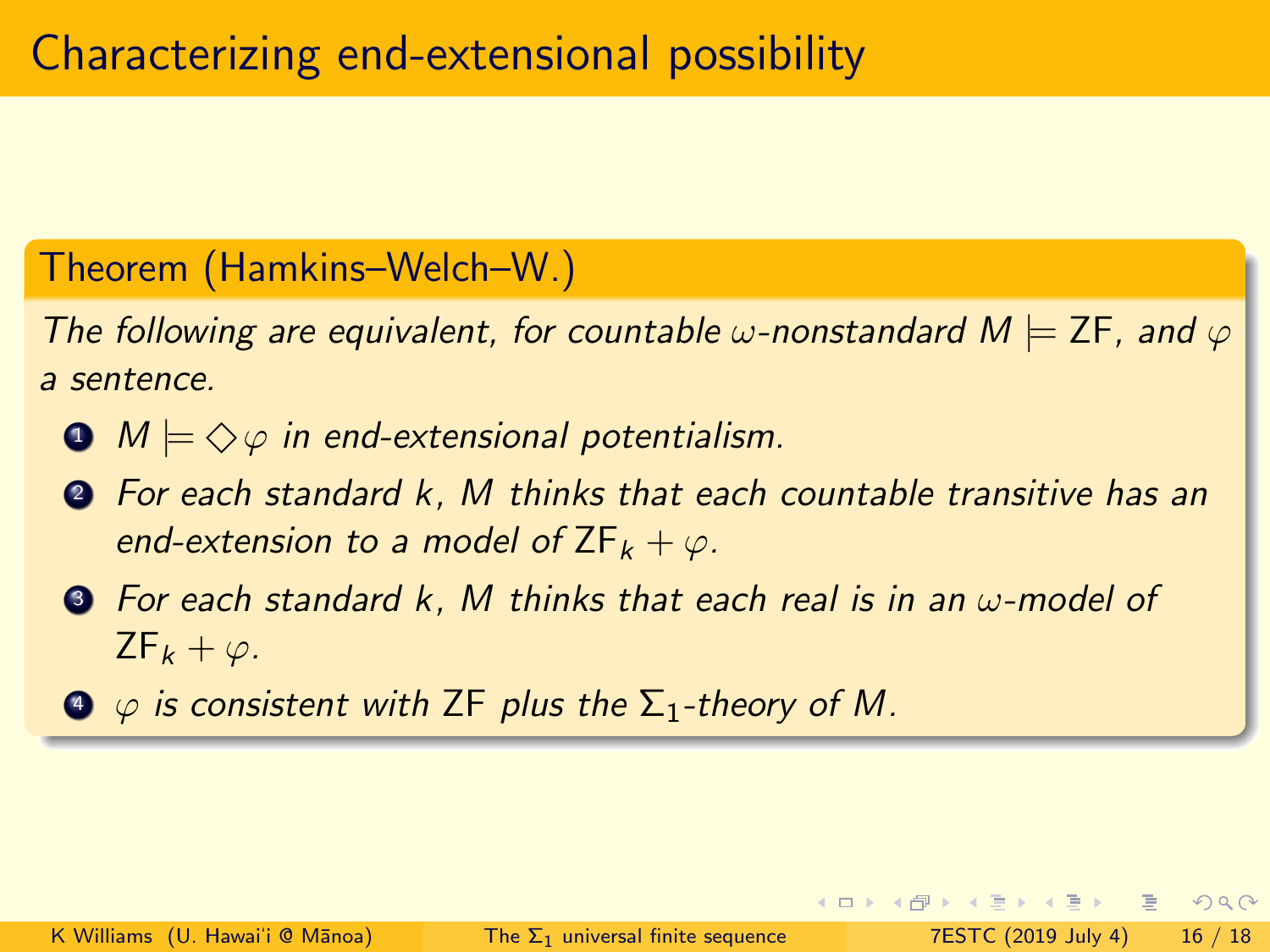# Characterizing end-extensional possibility

**Theorem (Hamkins–Welch–W.)**

*The following are equivalent, for countable $\omega$-nonstandard $M \models \mathsf{ZF}$, and $\varphi$ a sentence.*

1. *$M \models \Diamond\varphi$ in end-extensional potentialism.*
2. *For each standard $k$, $M$ thinks that each countable transitive has an end-extension to a model of $\mathsf{ZF}_k + \varphi$.*
3. *For each standard $k$, $M$ thinks that each real is in an $\omega$-model of $\mathsf{ZF}_k + \varphi$.*
4. *$\varphi$ is consistent with $\mathsf{ZF}$ plus the $\Sigma_1$-theory of $M$.*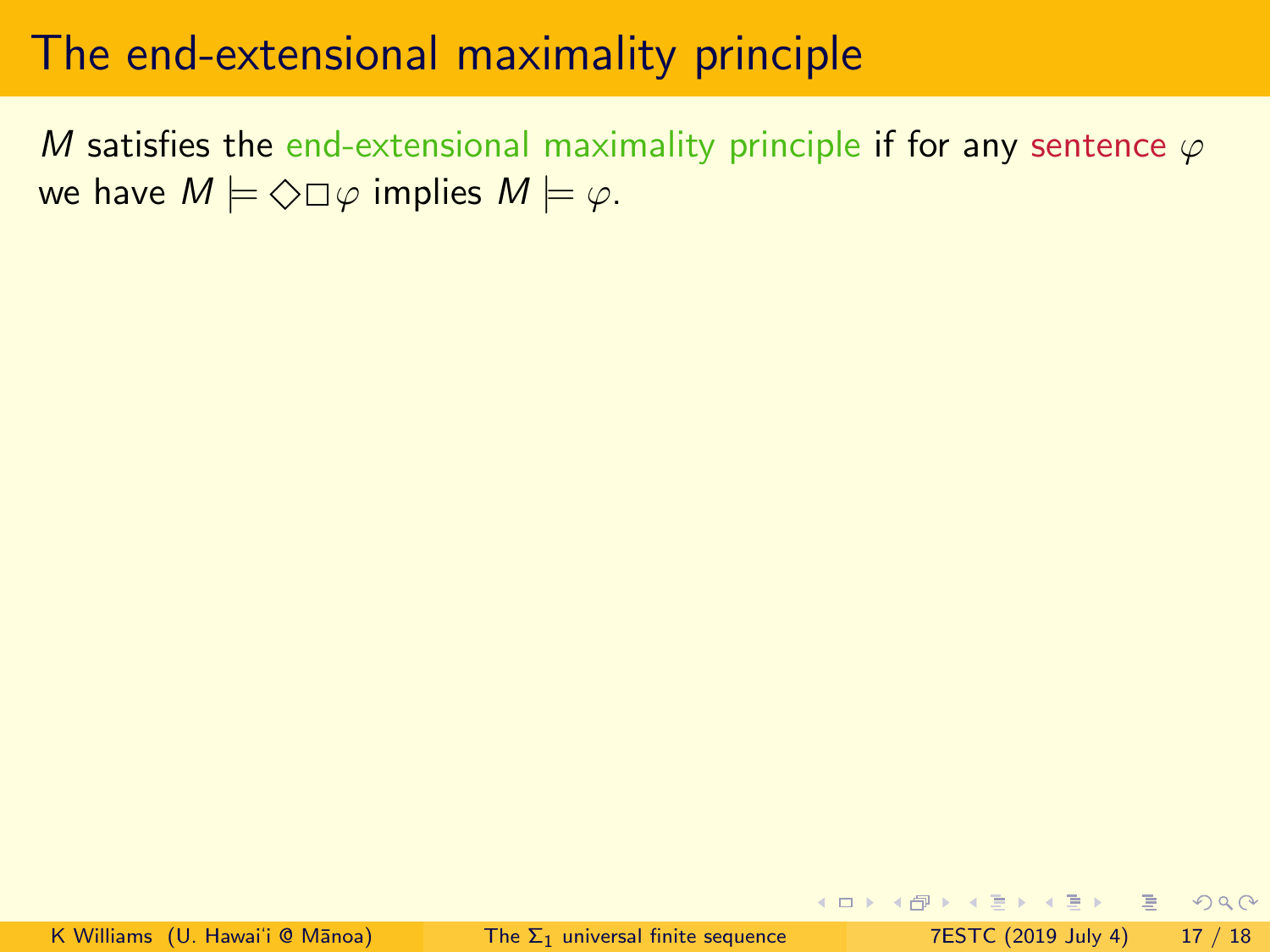# The end-extensional maximality principle

$M$ satisfies the end-extensional maximality principle if for any sentence $\varphi$ we have $M \models \Diamond\Box\varphi$ implies $M \models \varphi$.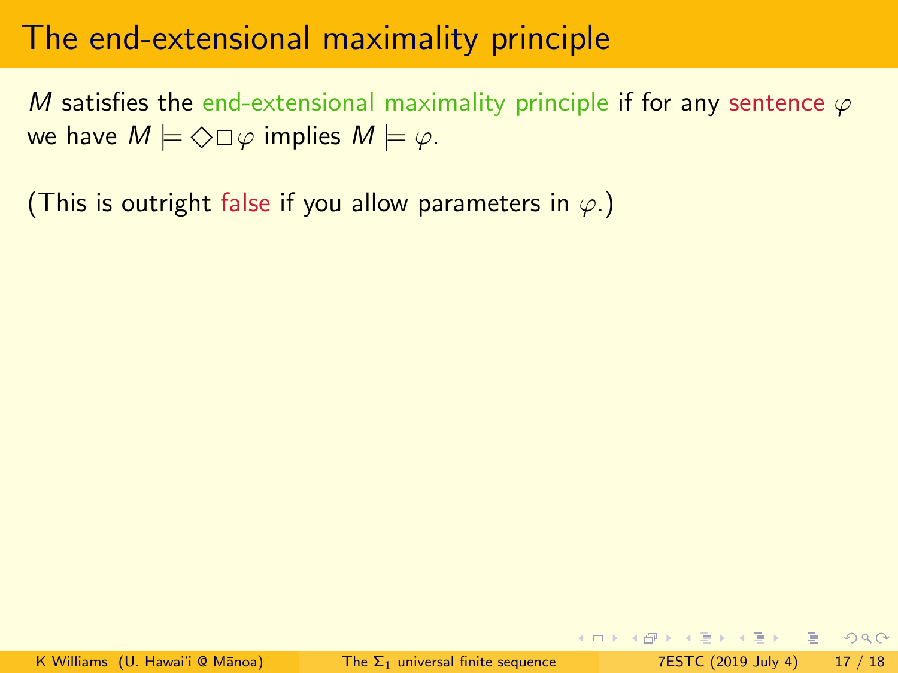# The end-extensional maximality principle

$M$ satisfies the end-extensional maximality principle if for any sentence $\varphi$ we have $M \models \Diamond\Box\varphi$ implies $M \models \varphi$.

(This is outright false if you allow parameters in $\varphi$.)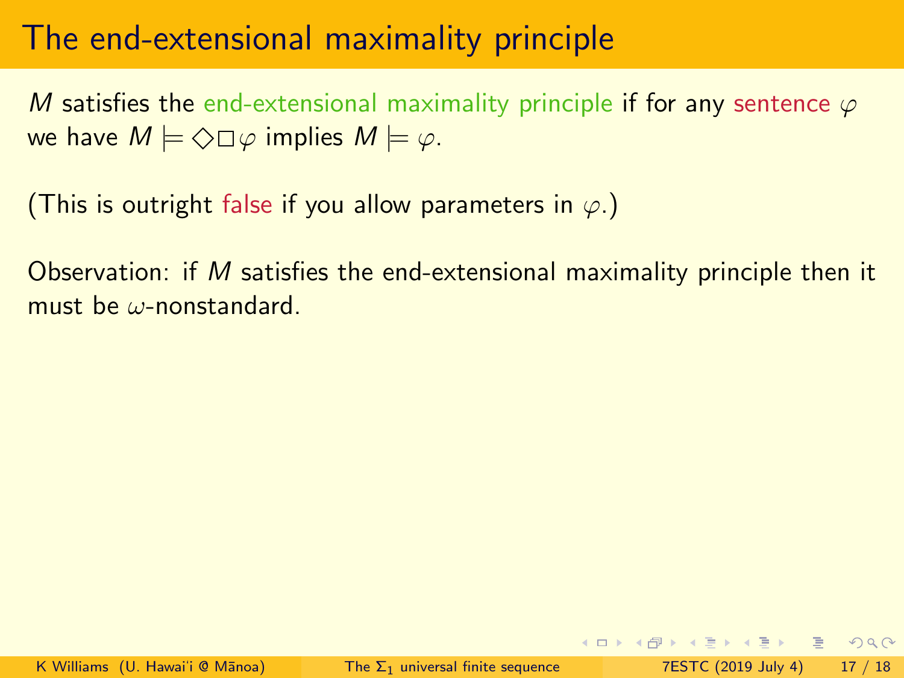# The end-extensional maximality principle

$M$ satisfies the end-extensional maximality principle if for any sentence $\varphi$ we have $M \models \Diamond\Box\varphi$ implies $M \models \varphi$.

(This is outright false if you allow parameters in $\varphi$.)

Observation: if $M$ satisfies the end-extensional maximality principle then it must be $\omega$-nonstandard.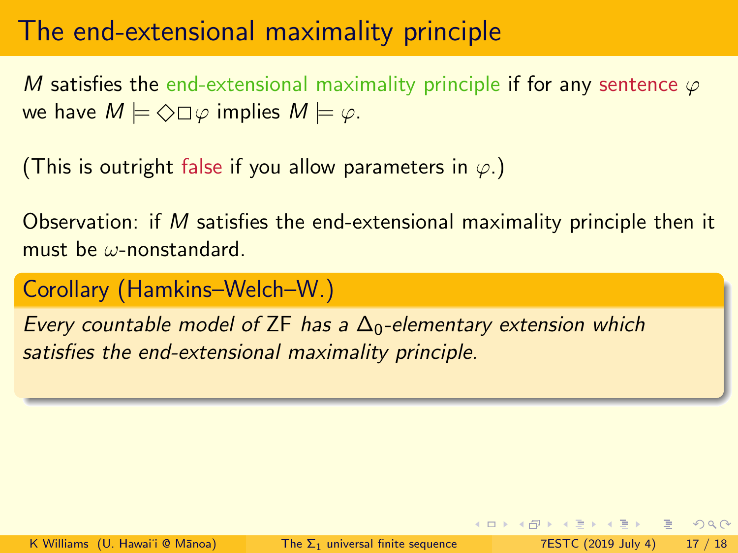# The end-extensional maximality principle

$M$ satisfies the end-extensional maximality principle if for any sentence $\varphi$ we have $M \models \Diamond\Box\varphi$ implies $M \models \varphi$.

(This is outright false if you allow parameters in $\varphi$.)

Observation: if $M$ satisfies the end-extensional maximality principle then it must be $\omega$-nonstandard.

**Corollary (Hamkins–Welch–W.)**

*Every countable model of* ZF *has a* $\Delta_0$*-elementary extension which satisfies the end-extensional maximality principle.*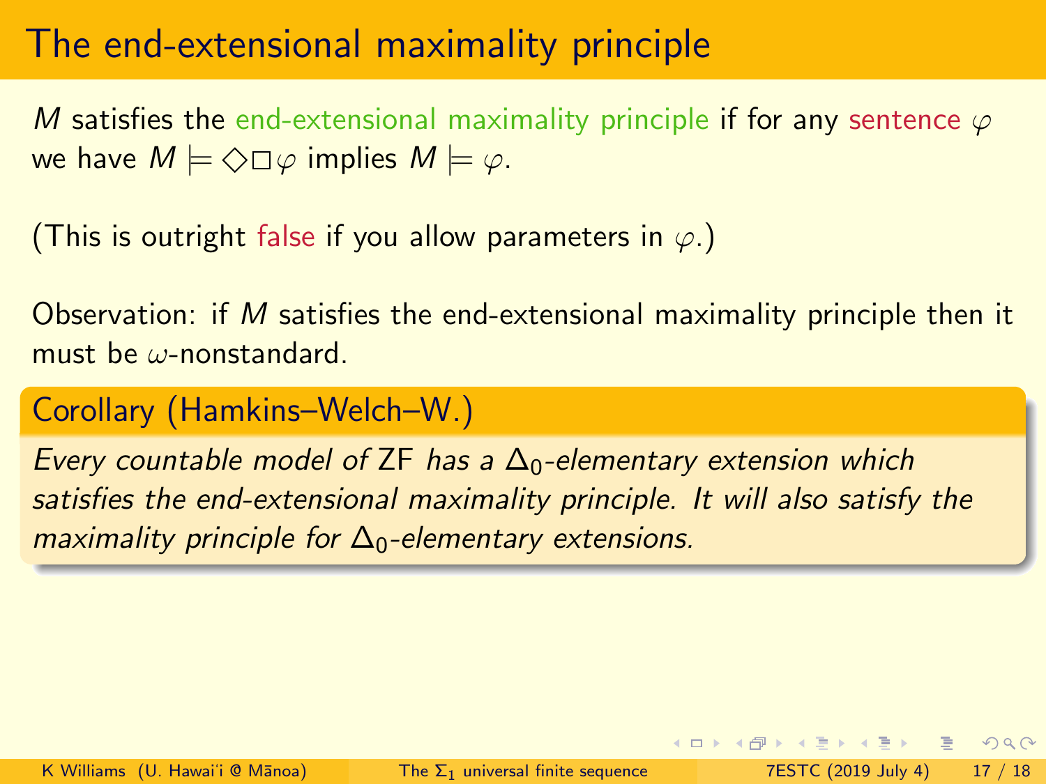# The end-extensional maximality principle

$M$ satisfies the end-extensional maximality principle if for any sentence $\varphi$ we have $M \models \Diamond\Box\varphi$ implies $M \models \varphi$.

(This is outright false if you allow parameters in $\varphi$.)

Observation: if $M$ satisfies the end-extensional maximality principle then it must be $\omega$-nonstandard.

**Corollary (Hamkins–Welch–W.)**

*Every countable model of* ZF *has a* $\Delta_0$*-elementary extension which satisfies the end-extensional maximality principle. It will also satisfy the maximality principle for* $\Delta_0$*-elementary extensions.*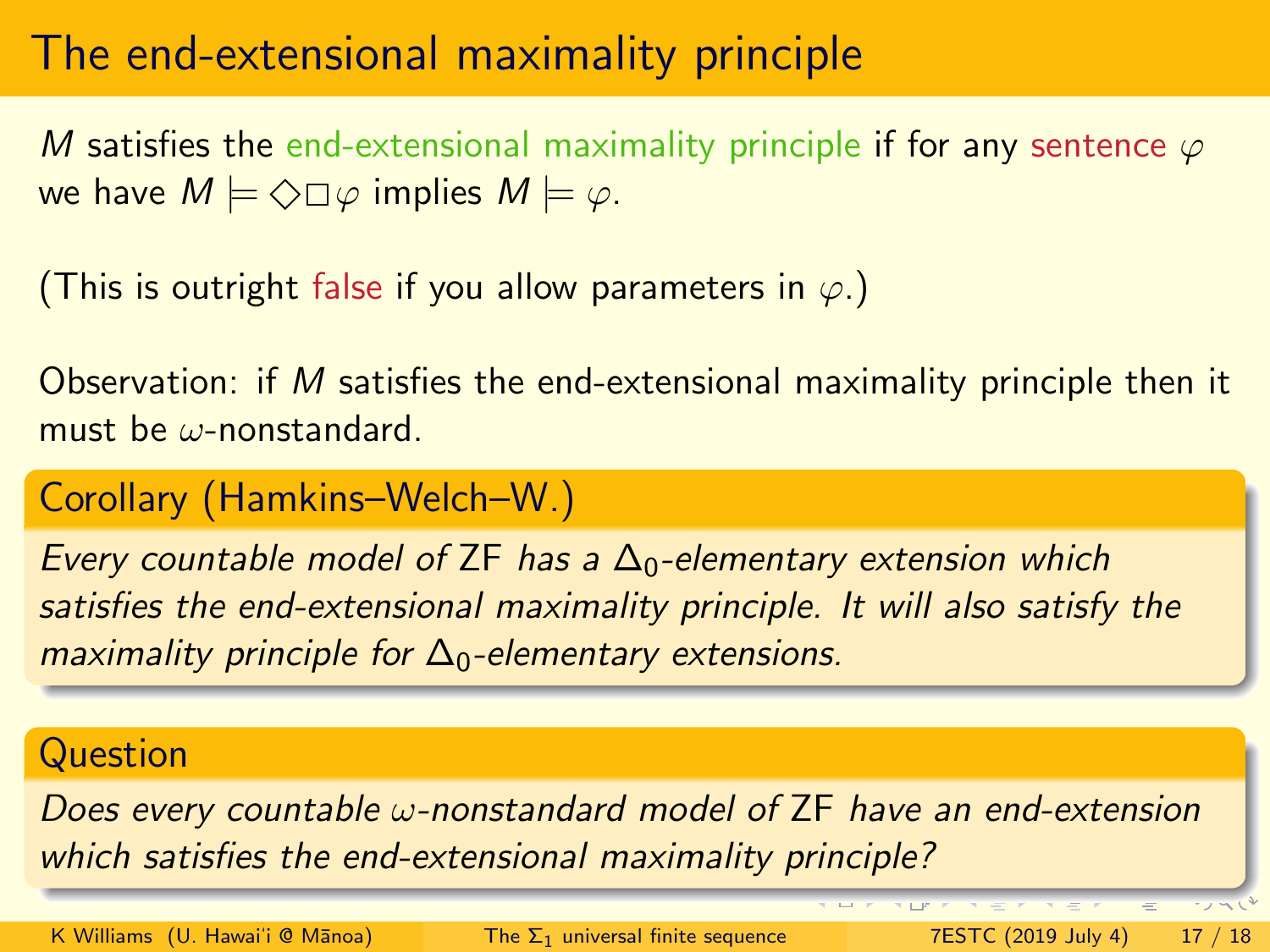# The end-extensional maximality principle

$M$ satisfies the end-extensional maximality principle if for any sentence $\varphi$ we have $M \models \Diamond\Box\varphi$ implies $M \models \varphi$.

(This is outright false if you allow parameters in $\varphi$.)

Observation: if $M$ satisfies the end-extensional maximality principle then it must be $\omega$-nonstandard.

**Corollary (Hamkins–Welch–W.)**

*Every countable model of* ZF *has a $\Delta_0$-elementary extension which satisfies the end-extensional maximality principle. It will also satisfy the maximality principle for $\Delta_0$-elementary extensions.*

**Question**

*Does every countable $\omega$-nonstandard model of* ZF *have an end-extension which satisfies the end-extensional maximality principle?*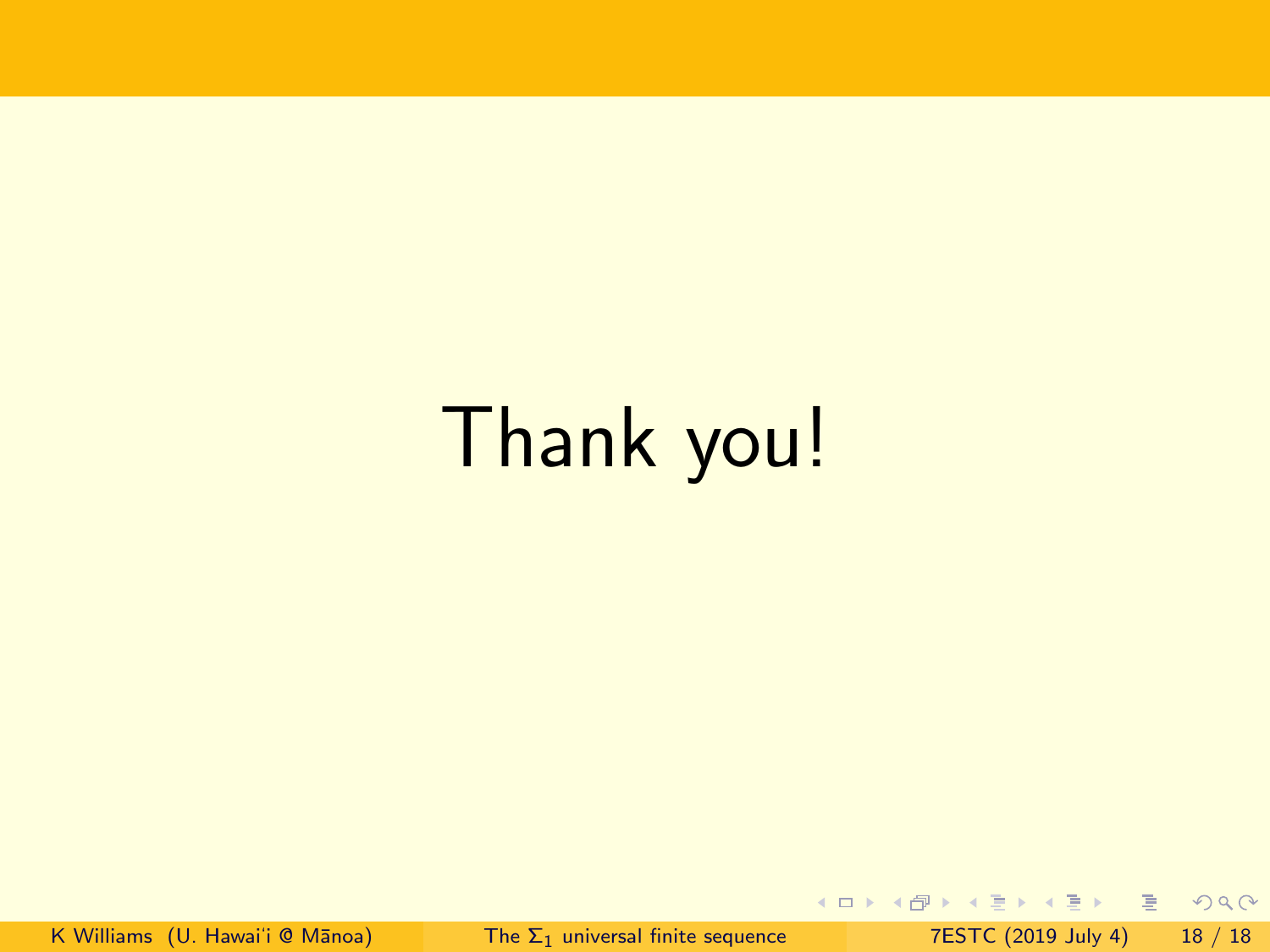Thank you!